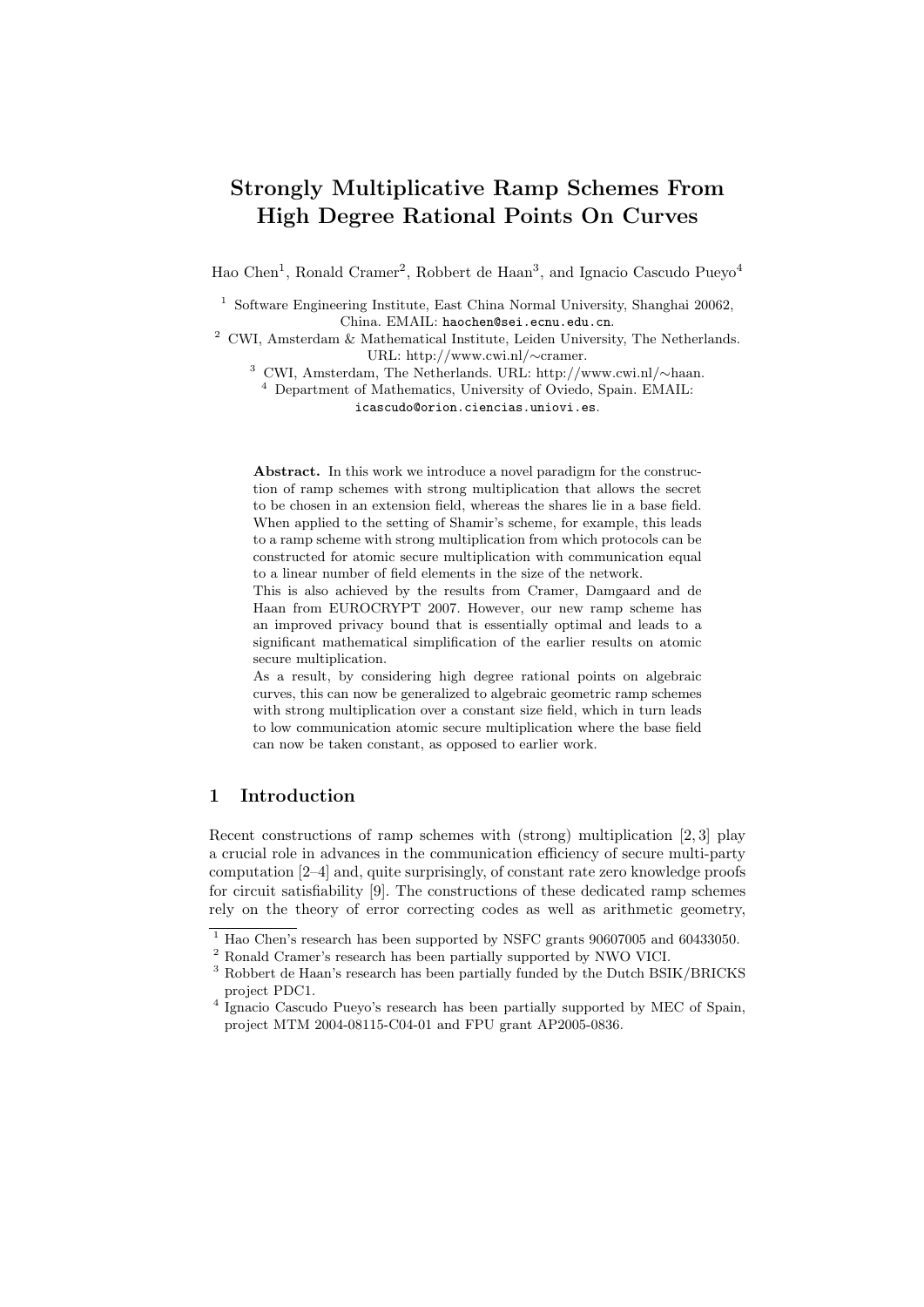# Strongly Multiplicative Ramp Schemes From High Degree Rational Points On Curves

Hao Chen[1], Ronald Cramer[2], Robbert de Haan[3], and Ignacio Cascudo Pueyo[4]

[1] Software Engineering Institute, East China Normal University, Shanghai 20062, China. EMAIL: haochen@sei.ecnu.edu.cn.

[2] CWI, Amsterdam & Mathematical Institute, Leiden University, The Netherlands. URL: http://www.cwi.nl/∼cramer.

[3] CWI, Amsterdam, The Netherlands. URL: http://www.cwi.nl/∼haan.

[4] Department of Mathematics, University of Oviedo, Spain. EMAIL: icascudo@orion.ciencias.uniovi.es.

**Abstract.** In this work we introduce a novel paradigm for the construction of ramp schemes with strong multiplication that allows the secret to be chosen in an extension field, whereas the shares lie in a base field. When applied to the setting of Shamir's scheme, for example, this leads to a ramp scheme with strong multiplication from which protocols can be constructed for atomic secure multiplication with communication equal to a linear number of field elements in the size of the network.

This is also achieved by the results from Cramer, Damgaard and de Haan from EUROCRYPT 2007. However, our new ramp scheme has an improved privacy bound that is essentially optimal and leads to a significant mathematical simplification of the earlier results on atomic secure multiplication.

As a result, by considering high degree rational points on algebraic curves, this can now be generalized to algebraic geometric ramp schemes with strong multiplication over a constant size field, which in turn leads to low communication atomic secure multiplication where the base field can now be taken constant, as opposed to earlier work.

## 1 Introduction

Recent constructions of ramp schemes with (strong) multiplication [2, 3] play a crucial role in advances in the communication efficiency of secure multi-party computation [2–4] and, quite surprisingly, of constant rate zero knowledge proofs for circuit satisfiability [9]. The constructions of these dedicated ramp schemes rely on the theory of error correcting codes as well as arithmetic geometry,

---

[1] Hao Chen's research has been supported by NSFC grants 90607005 and 60433050.

[2] Ronald Cramer's research has been partially supported by NWO VICI.

[3] Robbert de Haan's research has been partially funded by the Dutch BSIK/BRICKS project PDC1.

[4] Ignacio Cascudo Pueyo's research has been partially supported by MEC of Spain, project MTM 2004-08115-C04-01 and FPU grant AP2005-0836.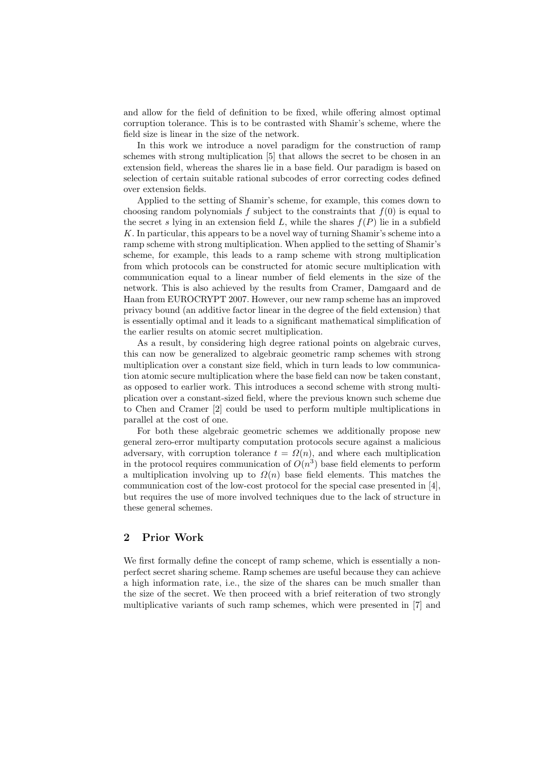and allow for the field of definition to be fixed, while offering almost optimal corruption tolerance. This is to be contrasted with Shamir's scheme, where the field size is linear in the size of the network.

In this work we introduce a novel paradigm for the construction of ramp schemes with strong multiplication [5] that allows the secret to be chosen in an extension field, whereas the shares lie in a base field. Our paradigm is based on selection of certain suitable rational subcodes of error correcting codes defined over extension fields.

Applied to the setting of Shamir's scheme, for example, this comes down to choosing random polynomials $f$ subject to the constraints that $f(0)$ is equal to the secret $s$ lying in an extension field $L$, while the shares $f(P)$ lie in a subfield $K$. In particular, this appears to be a novel way of turning Shamir's scheme into a ramp scheme with strong multiplication. When applied to the setting of Shamir's scheme, for example, this leads to a ramp scheme with strong multiplication from which protocols can be constructed for atomic secure multiplication with communication equal to a linear number of field elements in the size of the network. This is also achieved by the results from Cramer, Damgaard and de Haan from EUROCRYPT 2007. However, our new ramp scheme has an improved privacy bound (an additive factor linear in the degree of the field extension) that is essentially optimal and it leads to a significant mathematical simplification of the earlier results on atomic secret multiplication.

As a result, by considering high degree rational points on algebraic curves, this can now be generalized to algebraic geometric ramp schemes with strong multiplication over a constant size field, which in turn leads to low communication atomic secure multiplication where the base field can now be taken constant, as opposed to earlier work. This introduces a second scheme with strong multiplication over a constant-sized field, where the previous known such scheme due to Chen and Cramer [2] could be used to perform multiple multiplications in parallel at the cost of one.

For both these algebraic geometric schemes we additionally propose new general zero-error multiparty computation protocols secure against a malicious adversary, with corruption tolerance $t = \Omega(n)$, and where each multiplication in the protocol requires communication of $O(n^3)$ base field elements to perform a multiplication involving up to $\Omega(n)$ base field elements. This matches the communication cost of the low-cost protocol for the special case presented in [4], but requires the use of more involved techniques due to the lack of structure in these general schemes.

## 2 Prior Work

We first formally define the concept of ramp scheme, which is essentially a non-perfect secret sharing scheme. Ramp schemes are useful because they can achieve a high information rate, i.e., the size of the shares can be much smaller than the size of the secret. We then proceed with a brief reiteration of two strongly multiplicative variants of such ramp schemes, which were presented in [7] and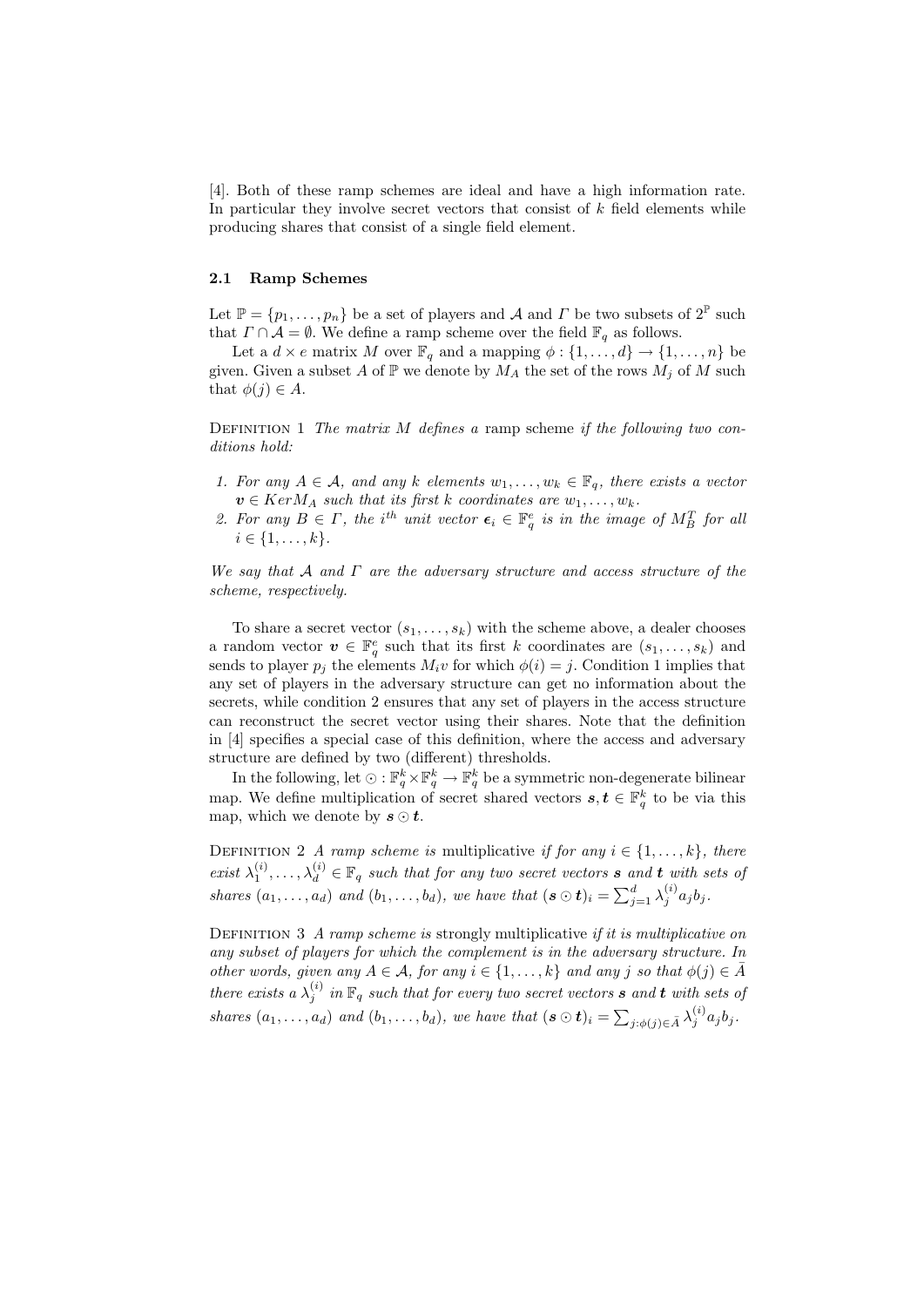[4]. Both of these ramp schemes are ideal and have a high information rate. In particular they involve secret vectors that consist of $k$ field elements while producing shares that consist of a single field element.

### 2.1 Ramp Schemes

Let $\mathbb{P} = \{p_1, \ldots, p_n\}$ be a set of players and $\mathcal{A}$ and $\Gamma$ be two subsets of $2^{\mathbb{P}}$ such that $\Gamma \cap \mathcal{A} = \emptyset$. We define a ramp scheme over the field $\mathbb{F}_q$ as follows.

Let a $d \times e$ matrix $M$ over $\mathbb{F}_q$ and a mapping $\phi : \{1, \ldots, d\} \to \{1, \ldots, n\}$ be given. Given a subset $A$ of $\mathbb{P}$ we denote by $M_A$ the set of the rows $M_j$ of $M$ such that $\phi(j) \in A$.

Definition 1 *The matrix $M$ defines a* ramp scheme *if the following two conditions hold:*

1. *For any $A \in \mathcal{A}$, and any $k$ elements $w_1, \ldots, w_k \in \mathbb{F}_q$, there exists a vector $\boldsymbol{v} \in Ker M_A$ such that its first $k$ coordinates are $w_1, \ldots, w_k$.*
2. *For any $B \in \Gamma$, the $i^{th}$ unit vector $\boldsymbol{\epsilon}_i \in \mathbb{F}_q^e$ is in the image of $M_B^T$ for all $i \in \{1, \ldots, k\}$.*

*We say that $\mathcal{A}$ and $\Gamma$ are the adversary structure and access structure of the scheme, respectively.*

To share a secret vector $(s_1, \ldots, s_k)$ with the scheme above, a dealer chooses a random vector $\boldsymbol{v} \in \mathbb{F}_q^e$ such that its first $k$ coordinates are $(s_1, \ldots, s_k)$ and sends to player $p_j$ the elements $M_i v$ for which $\phi(i) = j$. Condition 1 implies that any set of players in the adversary structure can get no information about the secrets, while condition 2 ensures that any set of players in the access structure can reconstruct the secret vector using their shares. Note that the definition in [4] specifies a special case of this definition, where the access and adversary structure are defined by two (different) thresholds.

In the following, let $\odot : \mathbb{F}_q^k \times \mathbb{F}_q^k \to \mathbb{F}_q^k$ be a symmetric non-degenerate bilinear map. We define multiplication of secret shared vectors $\boldsymbol{s}, \boldsymbol{t} \in \mathbb{F}_q^k$ to be via this map, which we denote by $\boldsymbol{s} \odot \boldsymbol{t}$.

Definition 2 *A ramp scheme is* multiplicative *if for any $i \in \{1, \ldots, k\}$, there exist $\lambda_1^{(i)}, \ldots, \lambda_d^{(i)} \in \mathbb{F}_q$ such that for any two secret vectors $\boldsymbol{s}$ and $\boldsymbol{t}$ with sets of shares $(a_1, \ldots, a_d)$ and $(b_1, \ldots, b_d)$, we have that $(\boldsymbol{s} \odot \boldsymbol{t})_i = \sum_{j=1}^{d} \lambda_j^{(i)} a_j b_j$.*

Definition 3 *A ramp scheme is* strongly multiplicative *if it is multiplicative on any subset of players for which the complement is in the adversary structure. In other words, given any $A \in \mathcal{A}$, for any $i \in \{1, \ldots, k\}$ and any $j$ so that $\phi(j) \in \bar{A}$ there exists a $\lambda_j^{(i)}$ in $\mathbb{F}_q$ such that for every two secret vectors $\boldsymbol{s}$ and $\boldsymbol{t}$ with sets of shares $(a_1, \ldots, a_d)$ and $(b_1, \ldots, b_d)$, we have that $(\boldsymbol{s} \odot \boldsymbol{t})_i = \sum_{j:\phi(j) \in \bar{A}} \lambda_j^{(i)} a_j b_j$.*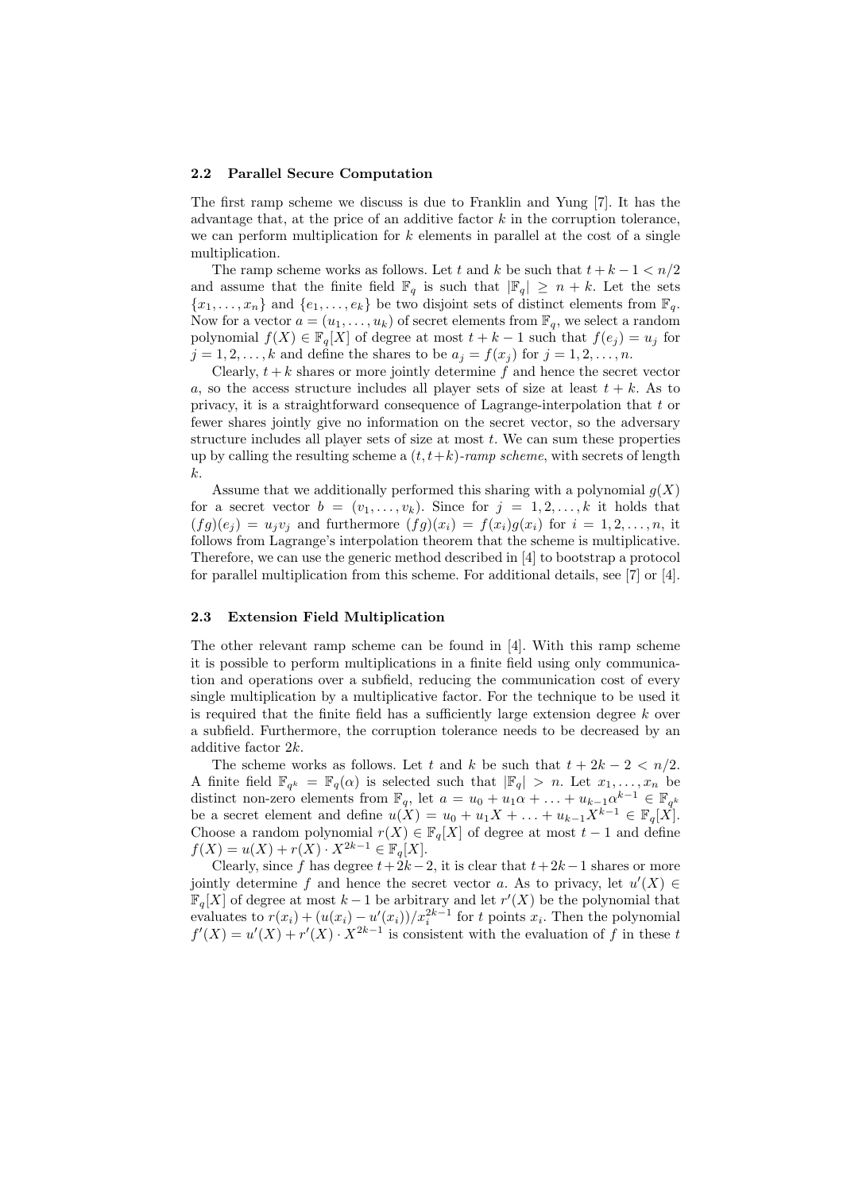### 2.2 Parallel Secure Computation

The first ramp scheme we discuss is due to Franklin and Yung [7]. It has the advantage that, at the price of an additive factor $k$ in the corruption tolerance, we can perform multiplication for $k$ elements in parallel at the cost of a single multiplication.

The ramp scheme works as follows. Let $t$ and $k$ be such that $t + k - 1 < n/2$ and assume that the finite field $\mathbb{F}_q$ is such that $|\mathbb{F}_q| \geq n + k$. Let the sets $\{x_1, \ldots, x_n\}$ and $\{e_1, \ldots, e_k\}$ be two disjoint sets of distinct elements from $\mathbb{F}_q$. Now for a vector $a = (u_1, \ldots, u_k)$ of secret elements from $\mathbb{F}_q$, we select a random polynomial $f(X) \in \mathbb{F}_q[X]$ of degree at most $t + k - 1$ such that $f(e_j) = u_j$ for $j = 1, 2, \ldots, k$ and define the shares to be $a_j = f(x_j)$ for $j = 1, 2, \ldots, n$.

Clearly, $t + k$ shares or more jointly determine $f$ and hence the secret vector $a$, so the access structure includes all player sets of size at least $t + k$. As to privacy, it is a straightforward consequence of Lagrange-interpolation that $t$ or fewer shares jointly give no information on the secret vector, so the adversary structure includes all player sets of size at most $t$. We can sum these properties up by calling the resulting scheme a $(t, t+k)$-*ramp scheme*, with secrets of length $k$.

Assume that we additionally performed this sharing with a polynomial $g(X)$ for a secret vector $b = (v_1, \ldots, v_k)$. Since for $j = 1, 2, \ldots, k$ it holds that $(fg)(e_j) = u_j v_j$ and furthermore $(fg)(x_i) = f(x_i)g(x_i)$ for $i = 1, 2, \ldots, n$, it follows from Lagrange's interpolation theorem that the scheme is multiplicative. Therefore, we can use the generic method described in [4] to bootstrap a protocol for parallel multiplication from this scheme. For additional details, see [7] or [4].

### 2.3 Extension Field Multiplication

The other relevant ramp scheme can be found in [4]. With this ramp scheme it is possible to perform multiplications in a finite field using only communication and operations over a subfield, reducing the communication cost of every single multiplication by a multiplicative factor. For the technique to be used it is required that the finite field has a sufficiently large extension degree $k$ over a subfield. Furthermore, the corruption tolerance needs to be decreased by an additive factor $2k$.

The scheme works as follows. Let $t$ and $k$ be such that $t + 2k - 2 < n/2$. A finite field $\mathbb{F}_{q^k} = \mathbb{F}_q(\alpha)$ is selected such that $|\mathbb{F}_q| > n$. Let $x_1, \ldots, x_n$ be distinct non-zero elements from $\mathbb{F}_q$, let $a = u_0 + u_1\alpha + \ldots + u_{k-1}\alpha^{k-1} \in \mathbb{F}_{q^k}$ be a secret element and define $u(X) = u_0 + u_1 X + \ldots + u_{k-1}X^{k-1} \in \mathbb{F}_q[X]$. Choose a random polynomial $r(X) \in \mathbb{F}_q[X]$ of degree at most $t - 1$ and define $f(X) = u(X) + r(X) \cdot X^{2k-1} \in \mathbb{F}_q[X]$.

Clearly, since $f$ has degree $t + 2k - 2$, it is clear that $t + 2k - 1$ shares or more jointly determine $f$ and hence the secret vector $a$. As to privacy, let $u'(X) \in \mathbb{F}_q[X]$ of degree at most $k - 1$ be arbitrary and let $r'(X)$ be the polynomial that evaluates to $r(x_i) + (u(x_i) - u'(x_i))/x_i^{2k-1}$ for $t$ points $x_i$. Then the polynomial $f'(X) = u'(X) + r'(X) \cdot X^{2k-1}$ is consistent with the evaluation of $f$ in these $t$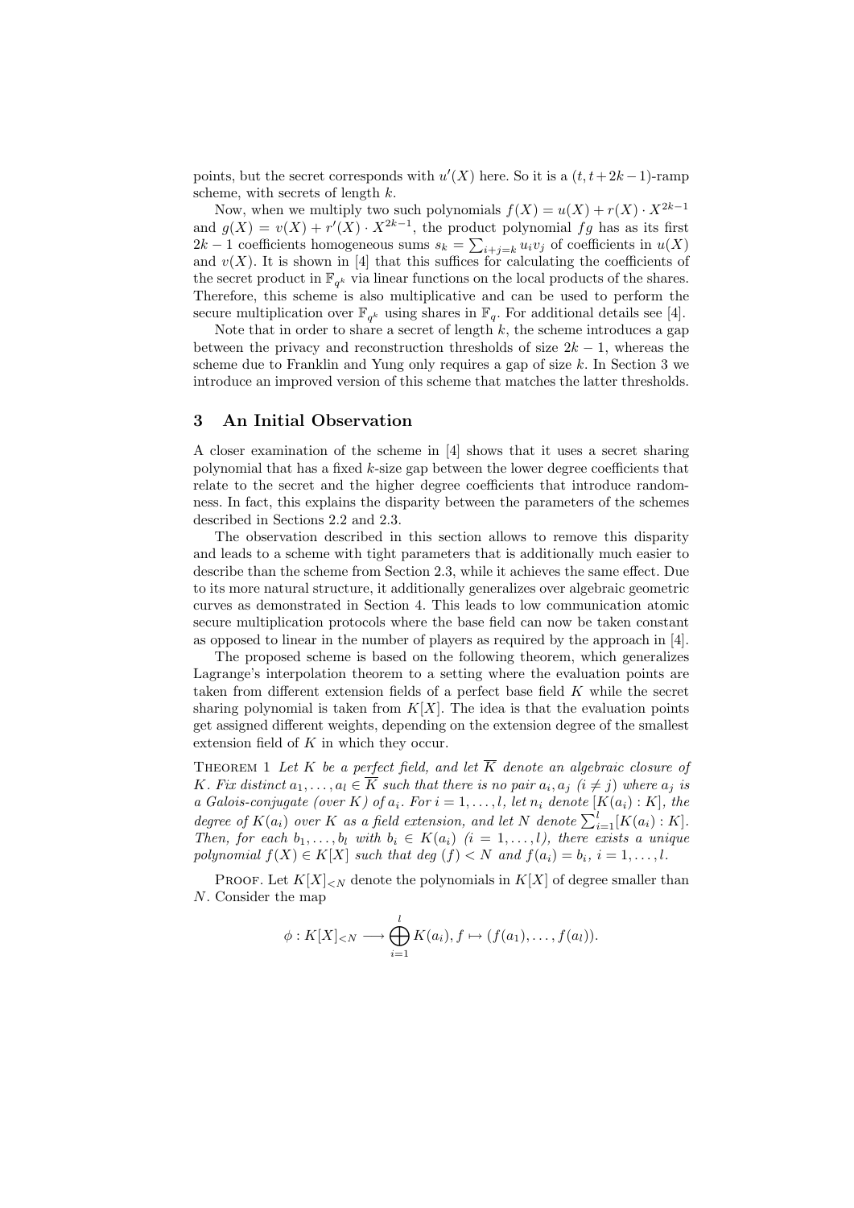points, but the secret corresponds with $u'(X)$ here. So it is a $(t, t+2k-1)$-ramp scheme, with secrets of length $k$.

Now, when we multiply two such polynomials $f(X) = u(X) + r(X) \cdot X^{2k-1}$ and $g(X) = v(X) + r'(X) \cdot X^{2k-1}$, the product polynomial $fg$ has as its first $2k-1$ coefficients homogeneous sums $s_k = \sum_{i+j=k} u_i v_j$ of coefficients in $u(X)$ and $v(X)$. It is shown in [4] that this suffices for calculating the coefficients of the secret product in $\mathbb{F}_{q^k}$ via linear functions on the local products of the shares. Therefore, this scheme is also multiplicative and can be used to perform the secure multiplication over $\mathbb{F}_{q^k}$ using shares in $\mathbb{F}_q$. For additional details see [4].

Note that in order to share a secret of length $k$, the scheme introduces a gap between the privacy and reconstruction thresholds of size $2k-1$, whereas the scheme due to Franklin and Yung only requires a gap of size $k$. In Section 3 we introduce an improved version of this scheme that matches the latter thresholds.

## 3 An Initial Observation

A closer examination of the scheme in [4] shows that it uses a secret sharing polynomial that has a fixed $k$-size gap between the lower degree coefficients that relate to the secret and the higher degree coefficients that introduce randomness. In fact, this explains the disparity between the parameters of the schemes described in Sections 2.2 and 2.3.

The observation described in this section allows to remove this disparity and leads to a scheme with tight parameters that is additionally much easier to describe than the scheme from Section 2.3, while it achieves the same effect. Due to its more natural structure, it additionally generalizes over algebraic geometric curves as demonstrated in Section 4. This leads to low communication atomic secure multiplication protocols where the base field can now be taken constant as opposed to linear in the number of players as required by the approach in [4].

The proposed scheme is based on the following theorem, which generalizes Lagrange's interpolation theorem to a setting where the evaluation points are taken from different extension fields of a perfect base field $K$ while the secret sharing polynomial is taken from $K[X]$. The idea is that the evaluation points get assigned different weights, depending on the extension degree of the smallest extension field of $K$ in which they occur.

Theorem 1 *Let $K$ be a perfect field, and let $\overline{K}$ denote an algebraic closure of $K$. Fix distinct $a_1, \ldots, a_l \in \overline{K}$ such that there is no pair $a_i, a_j$ $(i \neq j)$ where $a_j$ is a Galois-conjugate (over $K$) of $a_i$. For $i = 1, \ldots, l$, let $n_i$ denote $[K(a_i) : K]$, the degree of $K(a_i)$ over $K$ as a field extension, and let $N$ denote $\sum_{i=1}^{l} [K(a_i) : K]$. Then, for each $b_1, \ldots, b_l$ with $b_i \in K(a_i)$ $(i = 1, \ldots, l)$, there exists a unique polynomial $f(X) \in K[X]$ such that deg $(f) < N$ and $f(a_i) = b_i$, $i = 1, \ldots, l$.*

Proof. Let $K[X]_{<N}$ denote the polynomials in $K[X]$ of degree smaller than $N$. Consider the map

$$\phi : K[X]_{<N} \longrightarrow \bigoplus_{i=1}^{l} K(a_i), f \mapsto (f(a_1), \ldots, f(a_l)).$$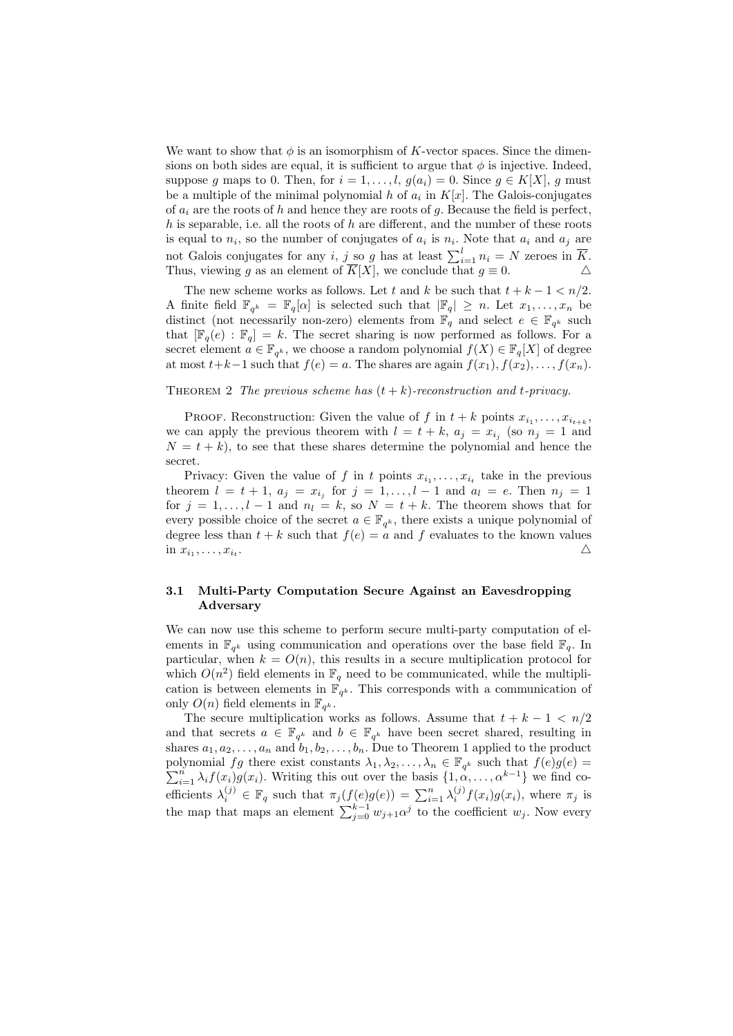We want to show that $\phi$ is an isomorphism of $K$-vector spaces. Since the dimensions on both sides are equal, it is sufficient to argue that $\phi$ is injective. Indeed, suppose $g$ maps to 0. Then, for $i = 1, \ldots, l$, $g(a_i) = 0$. Since $g \in K[X]$, $g$ must be a multiple of the minimal polynomial $h$ of $a_i$ in $K[x]$. The Galois-conjugates of $a_i$ are the roots of $h$ and hence they are roots of $g$. Because the field is perfect, $h$ is separable, i.e. all the roots of $h$ are different, and the number of these roots is equal to $n_i$, so the number of conjugates of $a_i$ is $n_i$. Note that $a_i$ and $a_j$ are not Galois conjugates for any $i$, $j$ so $g$ has at least $\sum_{i=1}^{l} n_i = N$ zeroes in $\overline{K}$. Thus, viewing $g$ as an element of $\overline{K}[X]$, we conclude that $g \equiv 0$. △

The new scheme works as follows. Let $t$ and $k$ be such that $t + k - 1 < n/2$. A finite field $\mathbb{F}_{q^k} = \mathbb{F}_q[\alpha]$ is selected such that $|\mathbb{F}_q| \geq n$. Let $x_1, \ldots, x_n$ be distinct (not necessarily non-zero) elements from $\mathbb{F}_q$ and select $e \in \mathbb{F}_{q^k}$ such that $[\mathbb{F}_q(e) : \mathbb{F}_q] = k$. The secret sharing is now performed as follows. For a secret element $a \in \mathbb{F}_{q^k}$, we choose a random polynomial $f(X) \in \mathbb{F}_q[X]$ of degree at most $t+k-1$ such that $f(e) = a$. The shares are again $f(x_1), f(x_2), \ldots, f(x_n)$.

Theorem 2 *The previous scheme has $(t+k)$-reconstruction and $t$-privacy.*

Proof. Reconstruction: Given the value of $f$ in $t+k$ points $x_{i_1}, \ldots, x_{i_{t+k}}$, we can apply the previous theorem with $l = t+k$, $a_j = x_{i_j}$ (so $n_j = 1$ and $N = t+k$), to see that these shares determine the polynomial and hence the secret.

Privacy: Given the value of $f$ in $t$ points $x_{i_1}, \ldots, x_{i_t}$ take in the previous theorem $l = t+1$, $a_j = x_{i_j}$ for $j = 1, \ldots, l-1$ and $a_l = e$. Then $n_j = 1$ for $j = 1, \ldots, l-1$ and $n_l = k$, so $N = t+k$. The theorem shows that for every possible choice of the secret $a \in \mathbb{F}_{q^k}$, there exists a unique polynomial of degree less than $t+k$ such that $f(e) = a$ and $f$ evaluates to the known values in $x_{i_1}, \ldots, x_{i_t}$. △

### 3.1 Multi-Party Computation Secure Against an Eavesdropping Adversary

We can now use this scheme to perform secure multi-party computation of elements in $\mathbb{F}_{q^k}$ using communication and operations over the base field $\mathbb{F}_q$. In particular, when $k = O(n)$, this results in a secure multiplication protocol for which $O(n^2)$ field elements in $\mathbb{F}_q$ need to be communicated, while the multiplication is between elements in $\mathbb{F}_{q^k}$. This corresponds with a communication of only $O(n)$ field elements in $\mathbb{F}_{q^k}$.

The secure multiplication works as follows. Assume that $t + k - 1 < n/2$ and that secrets $a \in \mathbb{F}_{q^k}$ and $b \in \mathbb{F}_{q^k}$ have been secret shared, resulting in shares $a_1, a_2, \ldots, a_n$ and $b_1, b_2, \ldots, b_n$. Due to Theorem 1 applied to the product polynomial $fg$ there exist constants $\lambda_1, \lambda_2, \ldots, \lambda_n \in \mathbb{F}_{q^k}$ such that $f(e)g(e) = \sum_{i=1}^{n} \lambda_i f(x_i)g(x_i)$. Writing this out over the basis $\{1, \alpha, \ldots, \alpha^{k-1}\}$ we find coefficients $\lambda_i^{(j)} \in \mathbb{F}_q$ such that $\pi_j(f(e)g(e)) = \sum_{i=1}^{n} \lambda_i^{(j)} f(x_i)g(x_i)$, where $\pi_j$ is the map that maps an element $\sum_{j=0}^{k-1} w_{j+1}\alpha^j$ to the coefficient $w_j$. Now every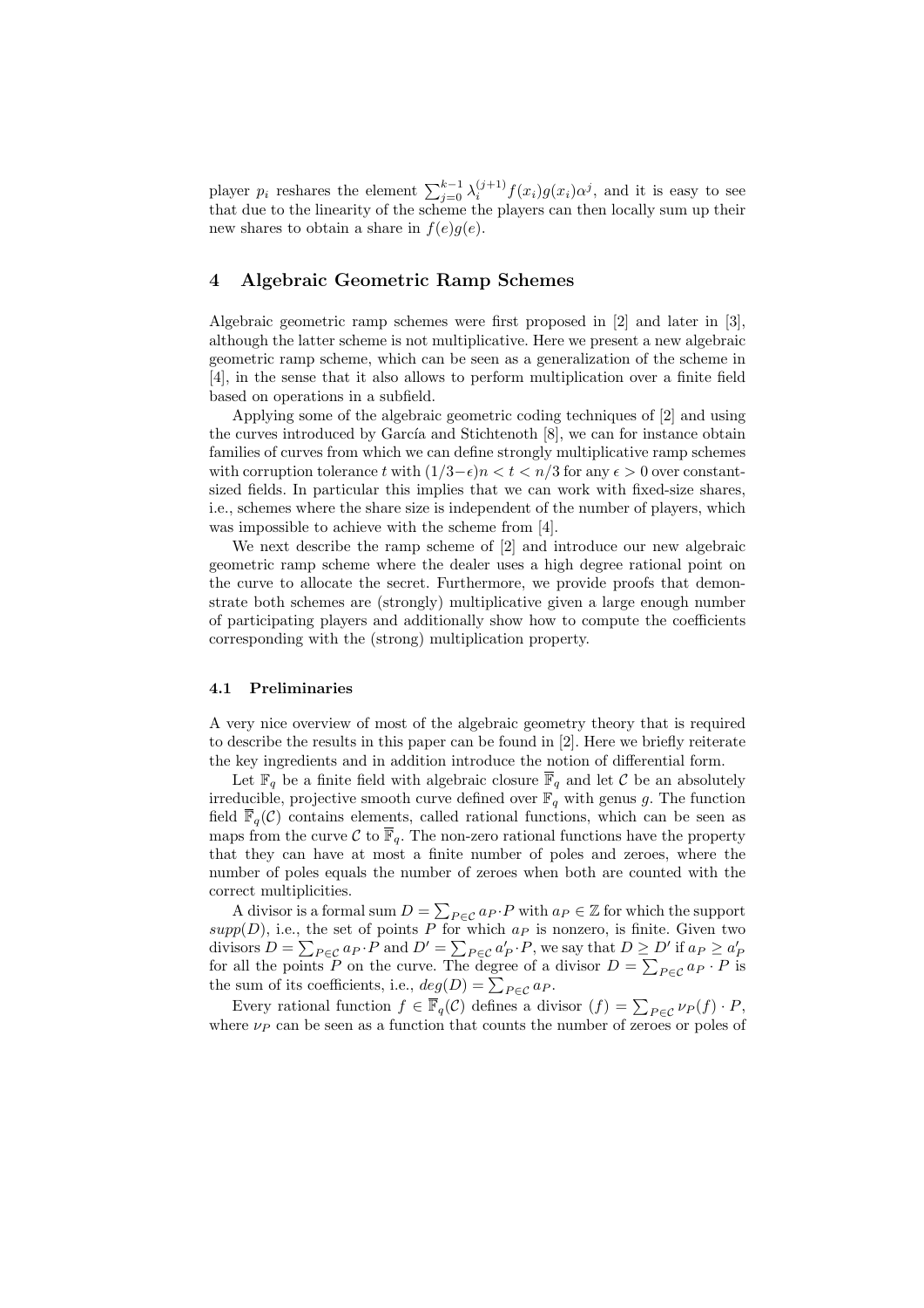player $p_i$ reshares the element $\sum_{j=0}^{k-1} \lambda_i^{(j+1)} f(x_i) g(x_i) \alpha^j$, and it is easy to see that due to the linearity of the scheme the players can then locally sum up their new shares to obtain a share in $f(e)g(e)$.

## 4 Algebraic Geometric Ramp Schemes

Algebraic geometric ramp schemes were first proposed in [2] and later in [3], although the latter scheme is not multiplicative. Here we present a new algebraic geometric ramp scheme, which can be seen as a generalization of the scheme in [4], in the sense that it also allows to perform multiplication over a finite field based on operations in a subfield.

Applying some of the algebraic geometric coding techniques of [2] and using the curves introduced by García and Stichtenoth [8], we can for instance obtain families of curves from which we can define strongly multiplicative ramp schemes with corruption tolerance $t$ with $(1/3-\epsilon)n < t < n/3$ for any $\epsilon > 0$ over constant-sized fields. In particular this implies that we can work with fixed-size shares, i.e., schemes where the share size is independent of the number of players, which was impossible to achieve with the scheme from [4].

We next describe the ramp scheme of [2] and introduce our new algebraic geometric ramp scheme where the dealer uses a high degree rational point on the curve to allocate the secret. Furthermore, we provide proofs that demonstrate both schemes are (strongly) multiplicative given a large enough number of participating players and additionally show how to compute the coefficients corresponding with the (strong) multiplication property.

### 4.1 Preliminaries

A very nice overview of most of the algebraic geometry theory that is required to describe the results in this paper can be found in [2]. Here we briefly reiterate the key ingredients and in addition introduce the notion of differential form.

Let $\mathbb{F}_q$ be a finite field with algebraic closure $\overline{\mathbb{F}}_q$ and let $\mathcal{C}$ be an absolutely irreducible, projective smooth curve defined over $\mathbb{F}_q$ with genus $g$. The function field $\overline{\mathbb{F}}_q(\mathcal{C})$ contains elements, called rational functions, which can be seen as maps from the curve $\mathcal{C}$ to $\overline{\mathbb{F}}_q$. The non-zero rational functions have the property that they can have at most a finite number of poles and zeroes, where the number of poles equals the number of zeroes when both are counted with the correct multiplicities.

A divisor is a formal sum $D = \sum_{P \in \mathcal{C}} a_P \cdot P$ with $a_P \in \mathbb{Z}$ for which the support $supp(D)$, i.e., the set of points $P$ for which $a_P$ is nonzero, is finite. Given two divisors $D = \sum_{P \in \mathcal{C}} a_P \cdot P$ and $D' = \sum_{P \in \mathcal{C}} a'_P \cdot P$, we say that $D \geq D'$ if $a_P \geq a'_P$ for all the points $P$ on the curve. The degree of a divisor $D = \sum_{P \in \mathcal{C}} a_P \cdot P$ is the sum of its coefficients, i.e., $deg(D) = \sum_{P \in \mathcal{C}} a_P$.

Every rational function $f \in \overline{\mathbb{F}}_q(\mathcal{C})$ defines a divisor $(f) = \sum_{P \in \mathcal{C}} \nu_P(f) \cdot P$, where $\nu_P$ can be seen as a function that counts the number of zeroes or poles of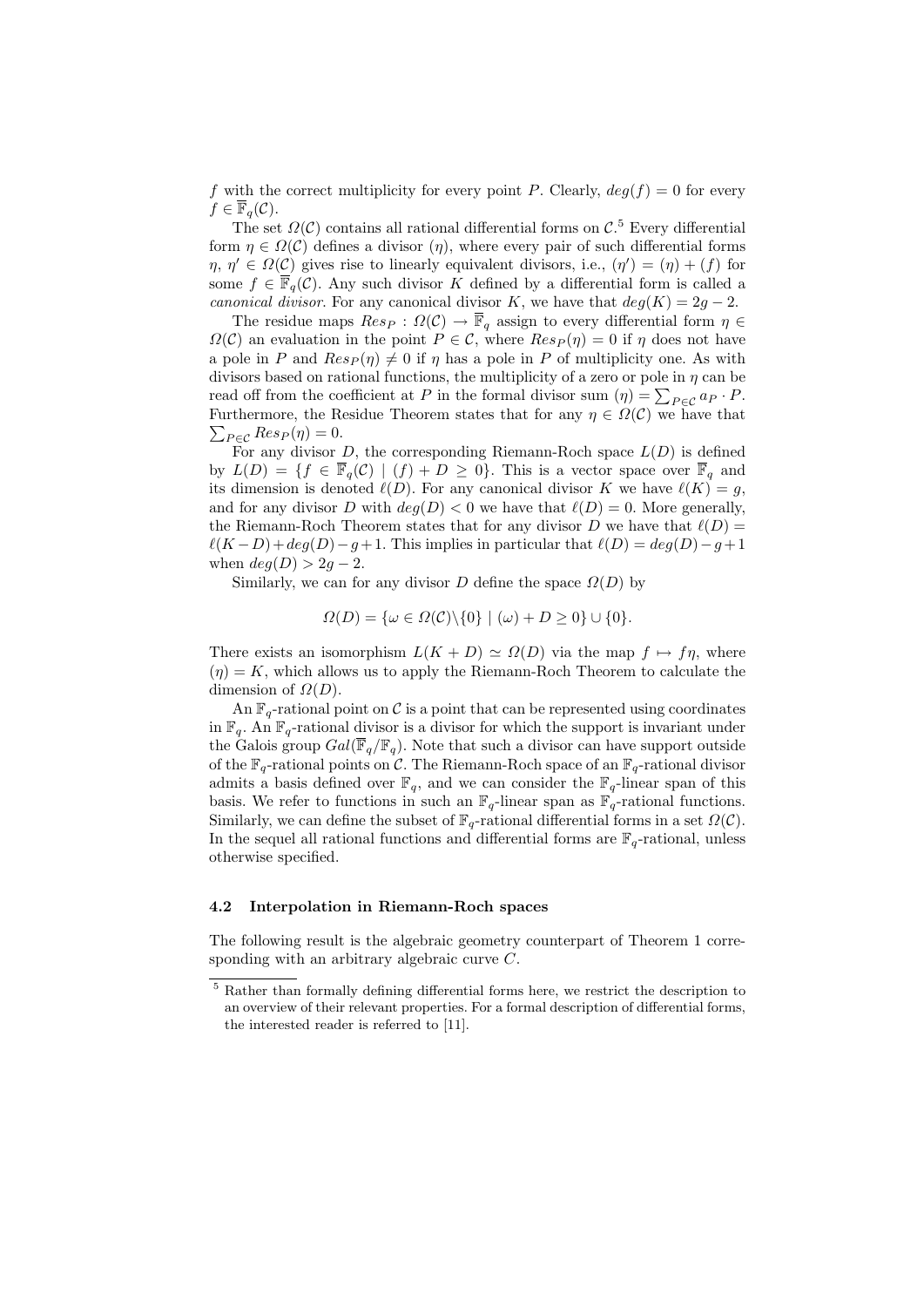$f$ with the correct multiplicity for every point $P$. Clearly, $deg(f) = 0$ for every $f \in \overline{\mathbb{F}}_q(\mathcal{C})$.

The set $\Omega(\mathcal{C})$ contains all rational differential forms on $\mathcal{C}$.[5] Every differential form $\eta \in \Omega(\mathcal{C})$ defines a divisor $(\eta)$, where every pair of such differential forms $\eta$, $\eta' \in \Omega(\mathcal{C})$ gives rise to linearly equivalent divisors, i.e., $(\eta') = (\eta) + (f)$ for some $f \in \overline{\mathbb{F}}_q(\mathcal{C})$. Any such divisor $K$ defined by a differential form is called a *canonical divisor*. For any canonical divisor $K$, we have that $deg(K) = 2g - 2$.

The residue maps $Res_P : \Omega(\mathcal{C}) \to \overline{\mathbb{F}}_q$ assign to every differential form $\eta \in \Omega(\mathcal{C})$ an evaluation in the point $P \in \mathcal{C}$, where $Res_P(\eta) = 0$ if $\eta$ does not have a pole in $P$ and $Res_P(\eta) \neq 0$ if $\eta$ has a pole in $P$ of multiplicity one. As with divisors based on rational functions, the multiplicity of a zero or pole in $\eta$ can be read off from the coefficient at $P$ in the formal divisor sum $(\eta) = \sum_{P \in \mathcal{C}} a_P \cdot P$. Furthermore, the Residue Theorem states that for any $\eta \in \Omega(\mathcal{C})$ we have that $\sum_{P \in \mathcal{C}} Res_P(\eta) = 0$.

For any divisor $D$, the corresponding Riemann-Roch space $L(D)$ is defined by $L(D) = \{f \in \overline{\mathbb{F}}_q(\mathcal{C}) \mid (f) + D \geq 0\}$. This is a vector space over $\overline{\mathbb{F}}_q$ and its dimension is denoted $\ell(D)$. For any canonical divisor $K$ we have $\ell(K) = g$, and for any divisor $D$ with $deg(D) < 0$ we have that $\ell(D) = 0$. More generally, the Riemann-Roch Theorem states that for any divisor $D$ we have that $\ell(D) = \ell(K - D) + deg(D) - g + 1$. This implies in particular that $\ell(D) = deg(D) - g + 1$ when $deg(D) > 2g - 2$.

Similarly, we can for any divisor $D$ define the space $\Omega(D)$ by

$$\Omega(D) = \{\omega \in \Omega(\mathcal{C}) \backslash \{0\} \mid (\omega) + D \geq 0\} \cup \{0\}.$$

There exists an isomorphism $L(K + D) \simeq \Omega(D)$ via the map $f \mapsto f\eta$, where $(\eta) = K$, which allows us to apply the Riemann-Roch Theorem to calculate the dimension of $\Omega(D)$.

An $\mathbb{F}_q$-rational point on $\mathcal{C}$ is a point that can be represented using coordinates in $\mathbb{F}_q$. An $\mathbb{F}_q$-rational divisor is a divisor for which the support is invariant under the Galois group $Gal(\overline{\mathbb{F}}_q/\mathbb{F}_q)$. Note that such a divisor can have support outside of the $\mathbb{F}_q$-rational points on $\mathcal{C}$. The Riemann-Roch space of an $\mathbb{F}_q$-rational divisor admits a basis defined over $\mathbb{F}_q$, and we can consider the $\mathbb{F}_q$-linear span of this basis. We refer to functions in such an $\mathbb{F}_q$-linear span as $\mathbb{F}_q$-rational functions. Similarly, we can define the subset of $\mathbb{F}_q$-rational differential forms in a set $\Omega(\mathcal{C})$. In the sequel all rational functions and differential forms are $\mathbb{F}_q$-rational, unless otherwise specified.

### 4.2 Interpolation in Riemann-Roch spaces

The following result is the algebraic geometry counterpart of Theorem 1 corresponding with an arbitrary algebraic curve $C$.

[5] Rather than formally defining differential forms here, we restrict the description to an overview of their relevant properties. For a formal description of differential forms, the interested reader is referred to [11].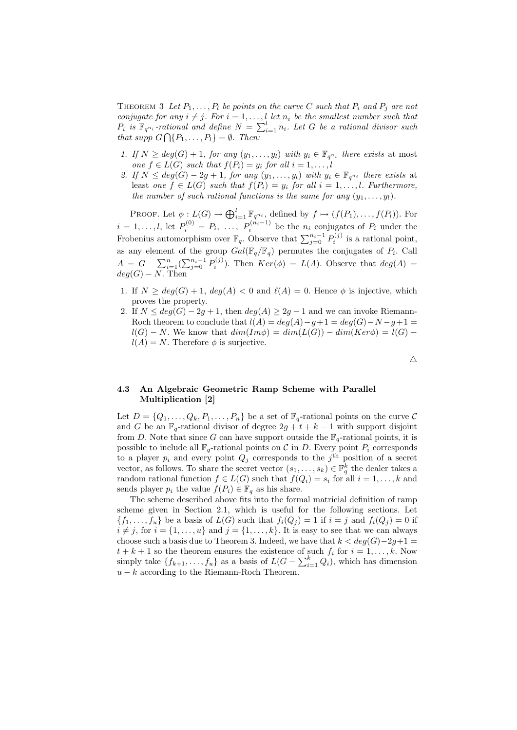THEOREM 3 *Let $P_1, \ldots, P_l$ be points on the curve $C$ such that $P_i$ and $P_j$ are not conjugate for any $i \neq j$. For $i = 1, \ldots, l$ let $n_i$ be the smallest number such that $P_i$ is $\mathbb{F}_{q^{n_i}}$-rational and define $N = \sum_{i=1}^{l} n_i$. Let $G$ be a rational divisor such that supp $G \bigcap \{P_1, \ldots, P_l\} = \emptyset$. Then:*

1. *If $N \geq deg(G) + 1$, for any $(y_1, \ldots, y_l)$ with $y_i \in \mathbb{F}_{q^{n_i}}$ there exists* at most *one $f \in L(G)$ such that $f(P_i) = y_i$ for all $i = 1, \ldots, l$*
2. *If $N \leq deg(G) - 2g + 1$, for any $(y_1, \ldots, y_l)$ with $y_i \in \mathbb{F}_{q^{n_i}}$ there exists* at least *one $f \in L(G)$ such that $f(P_i) = y_i$ for all $i = 1, \ldots, l$. Furthermore, the number of such rational functions is the same for any $(y_1, \ldots, y_l)$.*

PROOF. Let $\phi : L(G) \to \bigoplus_{i=1}^{l} \mathbb{F}_{q^{n_i}}$, defined by $f \mapsto (f(P_1), \ldots, f(P_l))$. For $i = 1, \ldots, l$, let $P_i^{(0)} = P_i, \ \ldots, \ P_i^{(n_i-1)}$ be the $n_i$ conjugates of $P_i$ under the Frobenius automorphism over $\mathbb{F}_q$. Observe that $\sum_{j=0}^{n_i-1} P_i^{(j)}$ is a rational point, as any element of the group $Gal(\overline{\mathbb{F}}_q/\mathbb{F}_q)$ permutes the conjugates of $P_i$. Call $A = G - \sum_{i=1}^{n}(\sum_{j=0}^{n_i-1} P_i^{(j)})$. Then $Ker(\phi) = L(A)$. Observe that $deg(A) = deg(G) - N$. Then

1. If $N \geq deg(G) + 1$, $deg(A) < 0$ and $\ell(A) = 0$. Hence $\phi$ is injective, which proves the property.
2. If $N \leq deg(G) - 2g + 1$, then $deg(A) \geq 2g - 1$ and we can invoke Riemann-Roch theorem to conclude that $l(A) = deg(A) - g + 1 = deg(G) - N - g + 1 = l(G) - N$. We know that $dim(Im\phi) = dim(L(G)) - dim(Ker\phi) = l(G) - l(A) = N$. Therefore $\phi$ is surjective.

△

### 4.3 An Algebraic Geometric Ramp Scheme with Parallel Multiplication [2]

Let $D = \{Q_1, \ldots, Q_k, P_1, \ldots, P_n\}$ be a set of $\mathbb{F}_q$-rational points on the curve $\mathcal{C}$ and $G$ be an $\mathbb{F}_q$-rational divisor of degree $2g + t + k - 1$ with support disjoint from $D$. Note that since $G$ can have support outside the $\mathbb{F}_q$-rational points, it is possible to include all $\mathbb{F}_q$-rational points on $\mathcal{C}$ in $D$. Every point $P_i$ corresponds to a player $p_i$ and every point $Q_j$ corresponds to the $j^{\text{th}}$ position of a secret vector, as follows. To share the secret vector $(s_1, \ldots, s_k) \in \mathbb{F}_q^k$ the dealer takes a random rational function $f \in L(G)$ such that $f(Q_i) = s_i$ for all $i = 1, \ldots, k$ and sends player $p_i$ the value $f(P_i) \in \mathbb{F}_q$ as his share.

The scheme described above fits into the formal matricial definition of ramp scheme given in Section 2.1, which is useful for the following sections. Let $\{f_1, \ldots, f_u\}$ be a basis of $L(G)$ such that $f_i(Q_j) = 1$ if $i = j$ and $f_i(Q_j) = 0$ if $i \neq j$, for $i = \{1, \ldots, u\}$ and $j = \{1, \ldots, k\}$. It is easy to see that we can always choose such a basis due to Theorem 3. Indeed, we have that $k < deg(G) - 2g + 1 = t + k + 1$ so the theorem ensures the existence of such $f_i$ for $i = 1, \ldots, k$. Now simply take $\{f_{k+1}, \ldots, f_u\}$ as a basis of $L(G - \sum_{i=1}^{k} Q_i)$, which has dimension $u - k$ according to the Riemann-Roch Theorem.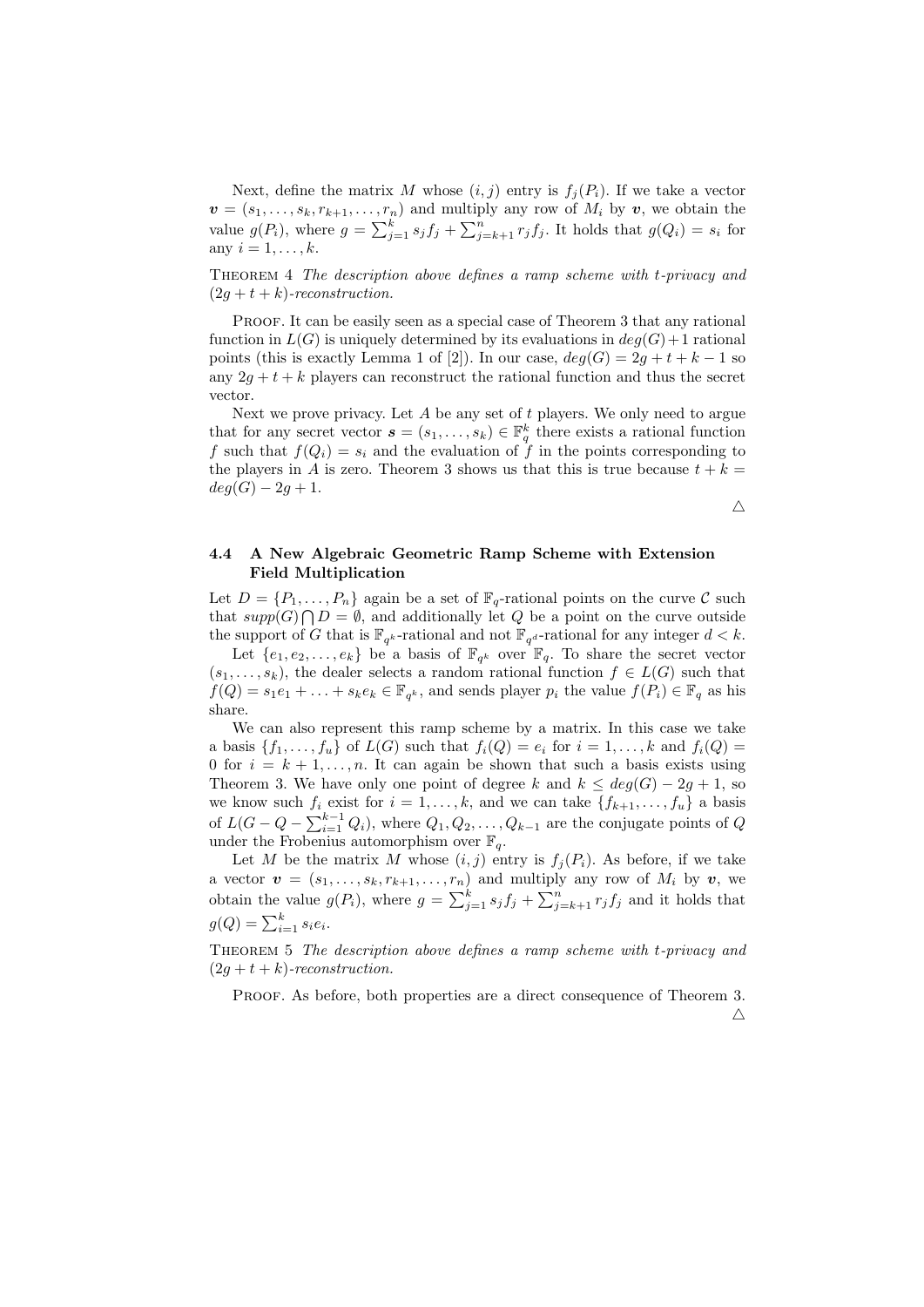Next, define the matrix $M$ whose $(i, j)$ entry is $f_j(P_i)$. If we take a vector $\boldsymbol{v} = (s_1, \ldots, s_k, r_{k+1}, \ldots, r_n)$ and multiply any row of $M_i$ by $\boldsymbol{v}$, we obtain the value $g(P_i)$, where $g = \sum_{j=1}^{k} s_j f_j + \sum_{j=k+1}^{n} r_j f_j$. It holds that $g(Q_i) = s_i$ for any $i = 1, \ldots, k$.

THEOREM 4 *The description above defines a ramp scheme with $t$-privacy and $(2g + t + k)$-reconstruction.*

PROOF. It can be easily seen as a special case of Theorem 3 that any rational function in $L(G)$ is uniquely determined by its evaluations in $deg(G)+1$ rational points (this is exactly Lemma 1 of [2]). In our case, $deg(G) = 2g + t + k - 1$ so any $2g + t + k$ players can reconstruct the rational function and thus the secret vector.

Next we prove privacy. Let $A$ be any set of $t$ players. We only need to argue that for any secret vector $\boldsymbol{s} = (s_1, \ldots, s_k) \in \mathbb{F}_q^k$ there exists a rational function $f$ such that $f(Q_i) = s_i$ and the evaluation of $f$ in the points corresponding to the players in $A$ is zero. Theorem 3 shows us that this is true because $t + k = deg(G) - 2g + 1$.

△

### 4.4 A New Algebraic Geometric Ramp Scheme with Extension Field Multiplication

Let $D = \{P_1, \ldots, P_n\}$ again be a set of $\mathbb{F}_q$-rational points on the curve $\mathcal{C}$ such that $supp(G) \bigcap D = \emptyset$, and additionally let $Q$ be a point on the curve outside the support of $G$ that is $\mathbb{F}_{q^k}$-rational and not $\mathbb{F}_{q^d}$-rational for any integer $d < k$.

Let $\{e_1, e_2, \ldots, e_k\}$ be a basis of $\mathbb{F}_{q^k}$ over $\mathbb{F}_q$. To share the secret vector $(s_1, \ldots, s_k)$, the dealer selects a random rational function $f \in L(G)$ such that $f(Q) = s_1 e_1 + \ldots + s_k e_k \in \mathbb{F}_{q^k}$, and sends player $p_i$ the value $f(P_i) \in \mathbb{F}_q$ as his share.

We can also represent this ramp scheme by a matrix. In this case we take a basis $\{f_1, \ldots, f_u\}$ of $L(G)$ such that $f_i(Q) = e_i$ for $i = 1, \ldots, k$ and $f_i(Q) = 0$ for $i = k + 1, \ldots, n$. It can again be shown that such a basis exists using Theorem 3. We have only one point of degree $k$ and $k \leq deg(G) - 2g + 1$, so we know such $f_i$ exist for $i = 1, \ldots, k$, and we can take $\{f_{k+1}, \ldots, f_u\}$ a basis of $L(G - Q - \sum_{i=1}^{k-1} Q_i)$, where $Q_1, Q_2, \ldots, Q_{k-1}$ are the conjugate points of $Q$ under the Frobenius automorphism over $\mathbb{F}_q$.

Let $M$ be the matrix $M$ whose $(i, j)$ entry is $f_j(P_i)$. As before, if we take a vector $\boldsymbol{v} = (s_1, \ldots, s_k, r_{k+1}, \ldots, r_n)$ and multiply any row of $M_i$ by $\boldsymbol{v}$, we obtain the value $g(P_i)$, where $g = \sum_{j=1}^{k} s_j f_j + \sum_{j=k+1}^{n} r_j f_j$ and it holds that $g(Q) = \sum_{i=1}^{k} s_i e_i$.

THEOREM 5 *The description above defines a ramp scheme with $t$-privacy and $(2g + t + k)$-reconstruction.*

PROOF. As before, both properties are a direct consequence of Theorem 3.

△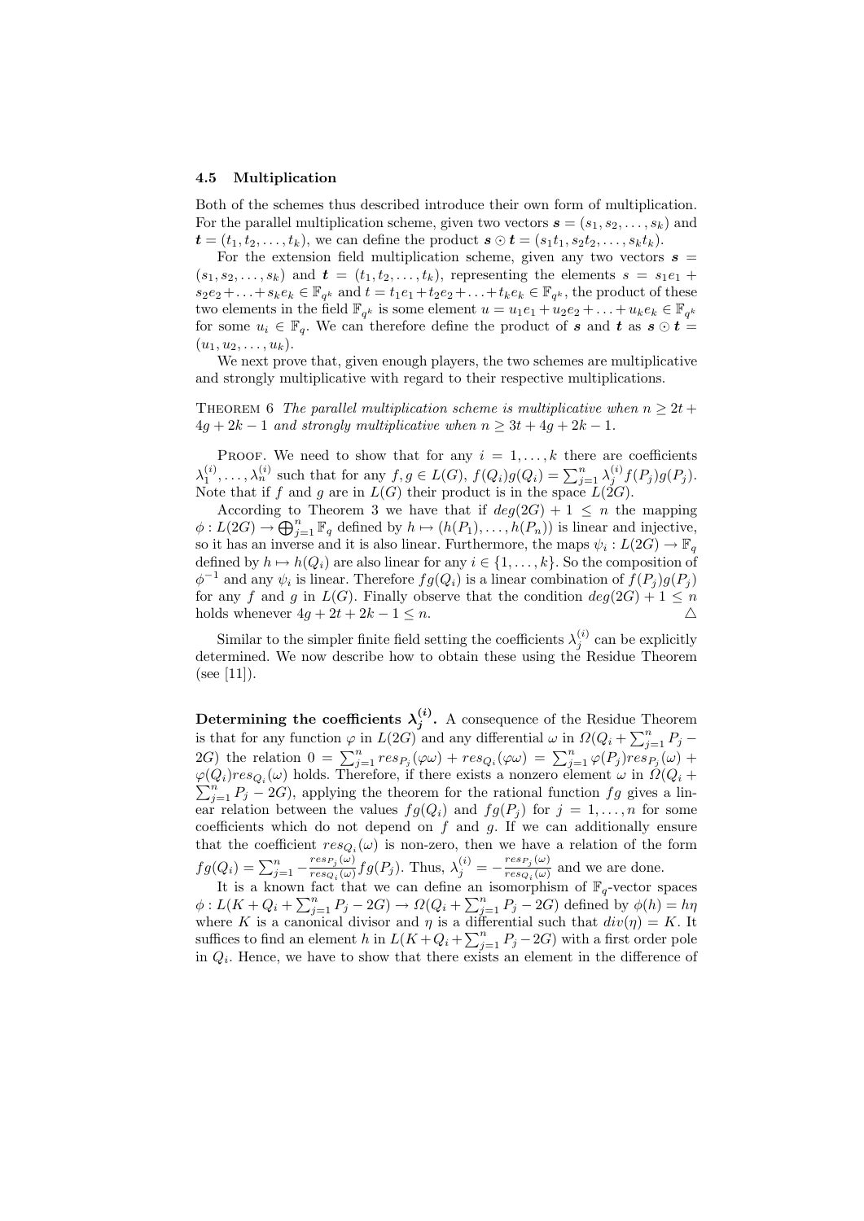### 4.5 Multiplication

Both of the schemes thus described introduce their own form of multiplication. For the parallel multiplication scheme, given two vectors $\boldsymbol{s} = (s_1, s_2, \ldots, s_k)$ and $\boldsymbol{t} = (t_1, t_2, \ldots, t_k)$, we can define the product $\boldsymbol{s} \odot \boldsymbol{t} = (s_1t_1, s_2t_2, \ldots, s_kt_k)$.

For the extension field multiplication scheme, given any two vectors $\boldsymbol{s} = (s_1, s_2, \ldots, s_k)$ and $\boldsymbol{t} = (t_1, t_2, \ldots, t_k)$, representing the elements $s = s_1e_1 + s_2e_2 + \ldots + s_ke_k \in \mathbb{F}_{q^k}$ and $t = t_1e_1 + t_2e_2 + \ldots + t_ke_k \in \mathbb{F}_{q^k}$, the product of these two elements in the field $\mathbb{F}_{q^k}$ is some element $u = u_1e_1 + u_2e_2 + \ldots + u_ke_k \in \mathbb{F}_{q^k}$ for some $u_i \in \mathbb{F}_q$. We can therefore define the product of $\boldsymbol{s}$ and $\boldsymbol{t}$ as $\boldsymbol{s} \odot \boldsymbol{t} = (u_1, u_2, \ldots, u_k)$.

We next prove that, given enough players, the two schemes are multiplicative and strongly multiplicative with regard to their respective multiplications.

Theorem 6 *The parallel multiplication scheme is multiplicative when $n \geq 2t + 4g + 2k - 1$ and strongly multiplicative when $n \geq 3t + 4g + 2k - 1$.*

Proof. We need to show that for any $i = 1, \ldots, k$ there are coefficients $\lambda_1^{(i)}, \ldots, \lambda_n^{(i)}$ such that for any $f, g \in L(G)$, $f(Q_i)g(Q_i) = \sum_{j=1}^{n} \lambda_j^{(i)} f(P_j)g(P_j)$. Note that if $f$ and $g$ are in $L(G)$ their product is in the space $L(2G)$.

According to Theorem 3 we have that if $deg(2G) + 1 \leq n$ the mapping $\phi : L(2G) \to \bigoplus_{j=1}^{n} \mathbb{F}_q$ defined by $h \mapsto (h(P_1), \ldots, h(P_n))$ is linear and injective, so it has an inverse and it is also linear. Furthermore, the maps $\psi_i : L(2G) \to \mathbb{F}_q$ defined by $h \mapsto h(Q_i)$ are also linear for any $i \in \{1, \ldots, k\}$. So the composition of $\phi^{-1}$ and any $\psi_i$ is linear. Therefore $fg(Q_i)$ is a linear combination of $f(P_j)g(P_j)$ for any $f$ and $g$ in $L(G)$. Finally observe that the condition $deg(2G) + 1 \leq n$ holds whenever $4g + 2t + 2k - 1 \leq n$. △

Similar to the simpler finite field setting the coefficients $\lambda_j^{(i)}$ can be explicitly determined. We now describe how to obtain these using the Residue Theorem (see [11]).

**Determining the coefficients $\boldsymbol{\lambda_j^{(i)}}$.** A consequence of the Residue Theorem is that for any function $\varphi$ in $L(2G)$ and any differential $\omega$ in $\Omega(Q_i + \sum_{j=1}^{n} P_j - 2G)$ the relation $0 = \sum_{j=1}^{n} res_{P_j}(\varphi\omega) + res_{Q_i}(\varphi\omega) = \sum_{j=1}^{n} \varphi(P_j) res_{P_j}(\omega) + \varphi(Q_i) res_{Q_i}(\omega)$ holds. Therefore, if there exists a nonzero element $\omega$ in $\Omega(Q_i + \sum_{j=1}^{n} P_j - 2G)$, applying the theorem for the rational function $fg$ gives a linear relation between the values $fg(Q_i)$ and $fg(P_j)$ for $j = 1, \ldots, n$ for some coefficients which do not depend on $f$ and $g$. If we can additionally ensure that the coefficient $res_{Q_i}(\omega)$ is non-zero, then we have a relation of the form $fg(Q_i) = \sum_{j=1}^{n} -\frac{res_{P_j}(\omega)}{res_{Q_i}(\omega)} fg(P_j)$. Thus, $\lambda_j^{(i)} = -\frac{res_{P_j}(\omega)}{res_{Q_i}(\omega)}$ and we are done.

It is a known fact that we can define an isomorphism of $\mathbb{F}_q$-vector spaces $\phi : L(K + Q_i + \sum_{j=1}^{n} P_j - 2G) \to \Omega(Q_i + \sum_{j=1}^{n} P_j - 2G)$ defined by $\phi(h) = h\eta$ where $K$ is a canonical divisor and $\eta$ is a differential such that $div(\eta) = K$. It suffices to find an element $h$ in $L(K + Q_i + \sum_{j=1}^{n} P_j - 2G)$ with a first order pole in $Q_i$. Hence, we have to show that there exists an element in the difference of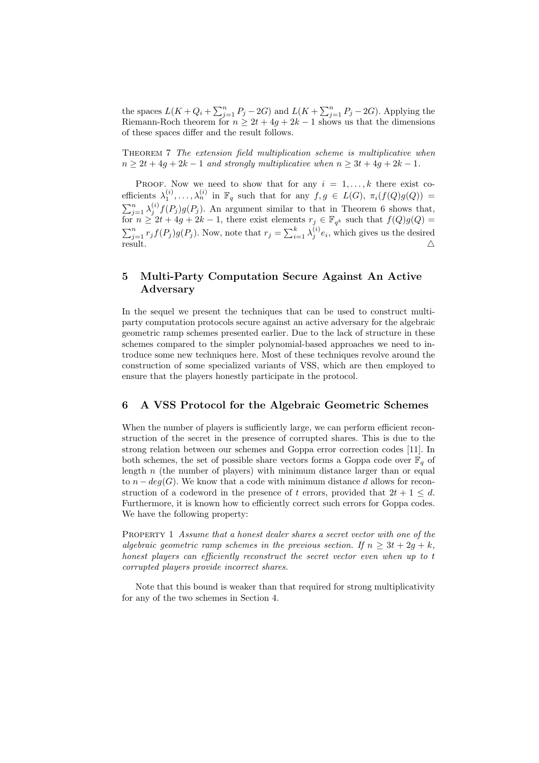the spaces $L(K + Q_i + \sum_{j=1}^{n} P_j - 2G)$ and $L(K + \sum_{j=1}^{n} P_j - 2G)$. Applying the Riemann-Roch theorem for $n \geq 2t + 4g + 2k - 1$ shows us that the dimensions of these spaces differ and the result follows.

Theorem 7 *The extension field multiplication scheme is multiplicative when $n \geq 2t + 4g + 2k - 1$ and strongly multiplicative when $n \geq 3t + 4g + 2k - 1$.*

Proof. Now we need to show that for any $i = 1, \ldots, k$ there exist coefficients $\lambda_1^{(i)}, \ldots, \lambda_n^{(i)}$ in $\mathbb{F}_q$ such that for any $f, g \in L(G)$, $\pi_i(f(Q)g(Q)) = \sum_{j=1}^{n} \lambda_j^{(i)} f(P_j)g(P_j)$. An argument similar to that in Theorem 6 shows that, for $n \geq 2t + 4g + 2k - 1$, there exist elements $r_j \in \mathbb{F}_{q^k}$ such that $f(Q)g(Q) = \sum_{j=1}^{n} r_j f(P_j)g(P_j)$. Now, note that $r_j = \sum_{i=1}^{k} \lambda_j^{(i)} e_i$, which gives us the desired result. △

## 5 Multi-Party Computation Secure Against An Active Adversary

In the sequel we present the techniques that can be used to construct multi-party computation protocols secure against an active adversary for the algebraic geometric ramp schemes presented earlier. Due to the lack of structure in these schemes compared to the simpler polynomial-based approaches we need to introduce some new techniques here. Most of these techniques revolve around the construction of some specialized variants of VSS, which are then employed to ensure that the players honestly participate in the protocol.

## 6 A VSS Protocol for the Algebraic Geometric Schemes

When the number of players is sufficiently large, we can perform efficient reconstruction of the secret in the presence of corrupted shares. This is due to the strong relation between our schemes and Goppa error correction codes [11]. In both schemes, the set of possible share vectors forms a Goppa code over $\mathbb{F}_q$ of length $n$ (the number of players) with minimum distance larger than or equal to $n - deg(G)$. We know that a code with minimum distance $d$ allows for reconstruction of a codeword in the presence of $t$ errors, provided that $2t + 1 \leq d$. Furthermore, it is known how to efficiently correct such errors for Goppa codes. We have the following property:

Property 1 *Assume that a honest dealer shares a secret vector with one of the algebraic geometric ramp schemes in the previous section. If $n \geq 3t + 2g + k$, honest players can efficiently reconstruct the secret vector even when up to $t$ corrupted players provide incorrect shares.*

Note that this bound is weaker than that required for strong multiplicativity for any of the two schemes in Section 4.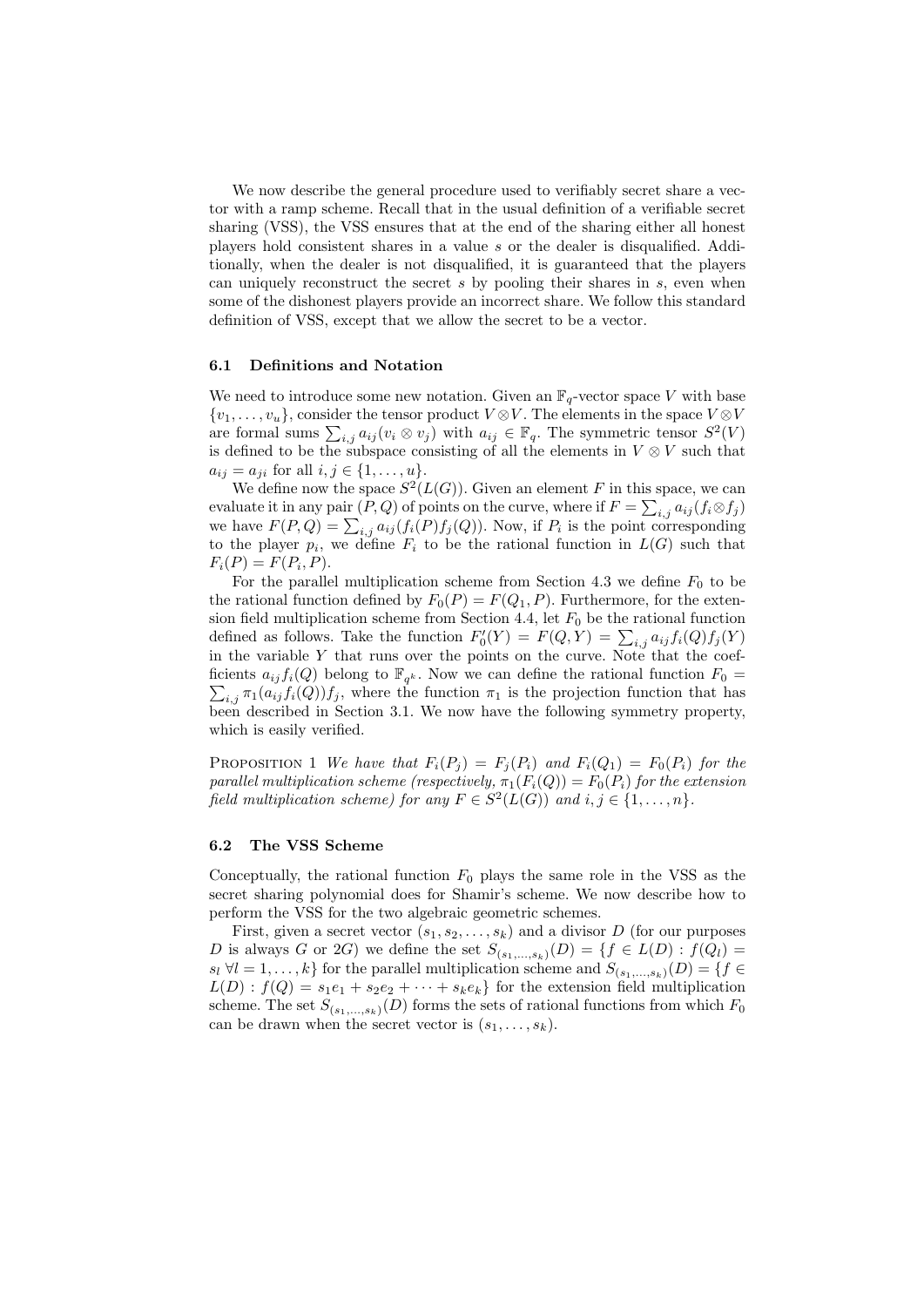We now describe the general procedure used to verifiably secret share a vector with a ramp scheme. Recall that in the usual definition of a verifiable secret sharing (VSS), the VSS ensures that at the end of the sharing either all honest players hold consistent shares in a value $s$ or the dealer is disqualified. Additionally, when the dealer is not disqualified, it is guaranteed that the players can uniquely reconstruct the secret $s$ by pooling their shares in $s$, even when some of the dishonest players provide an incorrect share. We follow this standard definition of VSS, except that we allow the secret to be a vector.

### 6.1 Definitions and Notation

We need to introduce some new notation. Given an $\mathbb{F}_q$-vector space $V$ with base $\{v_1, \ldots, v_u\}$, consider the tensor product $V \otimes V$. The elements in the space $V \otimes V$ are formal sums $\sum_{i,j} a_{ij}(v_i \otimes v_j)$ with $a_{ij} \in \mathbb{F}_q$. The symmetric tensor $S^2(V)$ is defined to be the subspace consisting of all the elements in $V \otimes V$ such that $a_{ij} = a_{ji}$ for all $i, j \in \{1, \ldots, u\}$.

We define now the space $S^2(L(G))$. Given an element $F$ in this space, we can evaluate it in any pair $(P, Q)$ of points on the curve, where if $F = \sum_{i,j} a_{ij}(f_i \otimes f_j)$ we have $F(P, Q) = \sum_{i,j} a_{ij}(f_i(P) f_j(Q))$. Now, if $P_i$ is the point corresponding to the player $p_i$, we define $F_i$ to be the rational function in $L(G)$ such that $F_i(P) = F(P_i, P)$.

For the parallel multiplication scheme from Section 4.3 we define $F_0$ to be the rational function defined by $F_0(P) = F(Q_1, P)$. Furthermore, for the extension field multiplication scheme from Section 4.4, let $F_0$ be the rational function defined as follows. Take the function $F_0'(Y) = F(Q, Y) = \sum_{i,j} a_{ij} f_i(Q) f_j(Y)$ in the variable $Y$ that runs over the points on the curve. Note that the coefficients $a_{ij} f_i(Q)$ belong to $\mathbb{F}_{q^k}$. Now we can define the rational function $F_0 = \sum_{i,j} \pi_1(a_{ij} f_i(Q)) f_j$, where the function $\pi_1$ is the projection function that has been described in Section 3.1. We now have the following symmetry property, which is easily verified.

Proposition 1 *We have that $F_i(P_j) = F_j(P_i)$ and $F_i(Q_1) = F_0(P_i)$ for the parallel multiplication scheme (respectively, $\pi_1(F_i(Q)) = F_0(P_i)$ for the extension field multiplication scheme) for any $F \in S^2(L(G))$ and $i, j \in \{1, \ldots, n\}$.*

### 6.2 The VSS Scheme

Conceptually, the rational function $F_0$ plays the same role in the VSS as the secret sharing polynomial does for Shamir's scheme. We now describe how to perform the VSS for the two algebraic geometric schemes.

First, given a secret vector $(s_1, s_2, \ldots, s_k)$ and a divisor $D$ (for our purposes $D$ is always $G$ or $2G$) we define the set $S_{(s_1,\ldots,s_k)}(D) = \{f \in L(D) : f(Q_l) = s_l \ \forall l = 1, \ldots, k\}$ for the parallel multiplication scheme and $S_{(s_1,\ldots,s_k)}(D) = \{f \in L(D) : f(Q) = s_1 e_1 + s_2 e_2 + \cdots + s_k e_k\}$ for the extension field multiplication scheme. The set $S_{(s_1,\ldots,s_k)}(D)$ forms the sets of rational functions from which $F_0$ can be drawn when the secret vector is $(s_1, \ldots, s_k)$.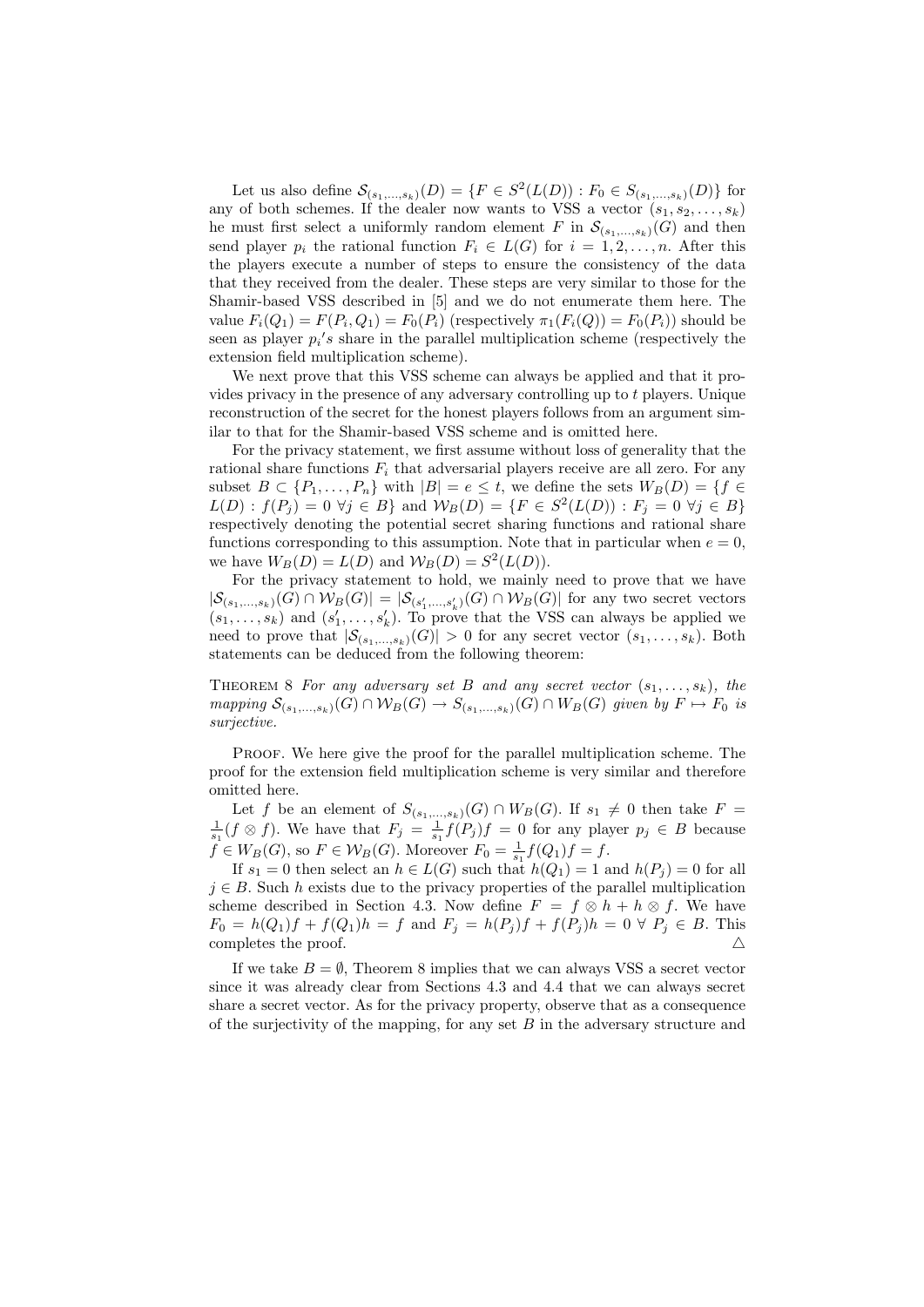Let us also define $\mathcal{S}_{(s_1,\ldots,s_k)}(D) = \{F \in S^2(L(D)) : F_0 \in S_{(s_1,\ldots,s_k)}(D)\}$ for any of both schemes. If the dealer now wants to VSS a vector $(s_1, s_2, \ldots, s_k)$ he must first select a uniformly random element $F$ in $\mathcal{S}_{(s_1,\ldots,s_k)}(G)$ and then send player $p_i$ the rational function $F_i \in L(G)$ for $i = 1, 2, \ldots, n$. After this the players execute a number of steps to ensure the consistency of the data that they received from the dealer. These steps are very similar to those for the Shamir-based VSS described in [5] and we do not enumerate them here. The value $F_i(Q_1) = F(P_i, Q_1) = F_0(P_i)$ (respectively $\pi_1(F_i(Q)) = F_0(P_i)$) should be seen as player $p_i{}'s$ share in the parallel multiplication scheme (respectively the extension field multiplication scheme).

We next prove that this VSS scheme can always be applied and that it provides privacy in the presence of any adversary controlling up to $t$ players. Unique reconstruction of the secret for the honest players follows from an argument similar to that for the Shamir-based VSS scheme and is omitted here.

For the privacy statement, we first assume without loss of generality that the rational share functions $F_i$ that adversarial players receive are all zero. For any subset $B \subset \{P_1, \ldots, P_n\}$ with $|B| = e \leq t$, we define the sets $W_B(D) = \{f \in L(D) : f(P_j) = 0 \ \forall j \in B\}$ and $\mathcal{W}_B(D) = \{F \in S^2(L(D)) : F_j = 0 \ \forall j \in B\}$ respectively denoting the potential secret sharing functions and rational share functions corresponding to this assumption. Note that in particular when $e = 0$, we have $W_B(D) = L(D)$ and $\mathcal{W}_B(D) = S^2(L(D))$.

For the privacy statement to hold, we mainly need to prove that we have $|\mathcal{S}_{(s_1,\ldots,s_k)}(G) \cap \mathcal{W}_B(G)| = |\mathcal{S}_{(s'_1,\ldots,s'_k)}(G) \cap \mathcal{W}_B(G)|$ for any two secret vectors $(s_1, \ldots, s_k)$ and $(s'_1, \ldots, s'_k)$. To prove that the VSS can always be applied we need to prove that $|\mathcal{S}_{(s_1,\ldots,s_k)}(G)| > 0$ for any secret vector $(s_1, \ldots, s_k)$. Both statements can be deduced from the following theorem:

Theorem 8 *For any adversary set $B$ and any secret vector $(s_1, \ldots, s_k)$, the mapping $\mathcal{S}_{(s_1,\ldots,s_k)}(G) \cap \mathcal{W}_B(G) \to S_{(s_1,\ldots,s_k)}(G) \cap W_B(G)$ given by $F \mapsto F_0$ is surjective.*

Proof. We here give the proof for the parallel multiplication scheme. The proof for the extension field multiplication scheme is very similar and therefore omitted here.

Let $f$ be an element of $S_{(s_1,\ldots,s_k)}(G) \cap W_B(G)$. If $s_1 \neq 0$ then take $F = \frac{1}{s_1}(f \otimes f)$. We have that $F_j = \frac{1}{s_1} f(P_j) f = 0$ for any player $p_j \in B$ because $f \in W_B(G)$, so $F \in \mathcal{W}_B(G)$. Moreover $F_0 = \frac{1}{s_1} f(Q_1) f = f$.

If $s_1 = 0$ then select an $h \in L(G)$ such that $h(Q_1) = 1$ and $h(P_j) = 0$ for all $j \in B$. Such $h$ exists due to the privacy properties of the parallel multiplication scheme described in Section 4.3. Now define $F = f \otimes h + h \otimes f$. We have $F_0 = h(Q_1) f + f(Q_1) h = f$ and $F_j = h(P_j) f + f(P_j) h = 0 \ \forall \ P_j \in B$. This completes the proof. △

If we take $B = \emptyset$, Theorem 8 implies that we can always VSS a secret vector since it was already clear from Sections 4.3 and 4.4 that we can always secret share a secret vector. As for the privacy property, observe that as a consequence of the surjectivity of the mapping, for any set $B$ in the adversary structure and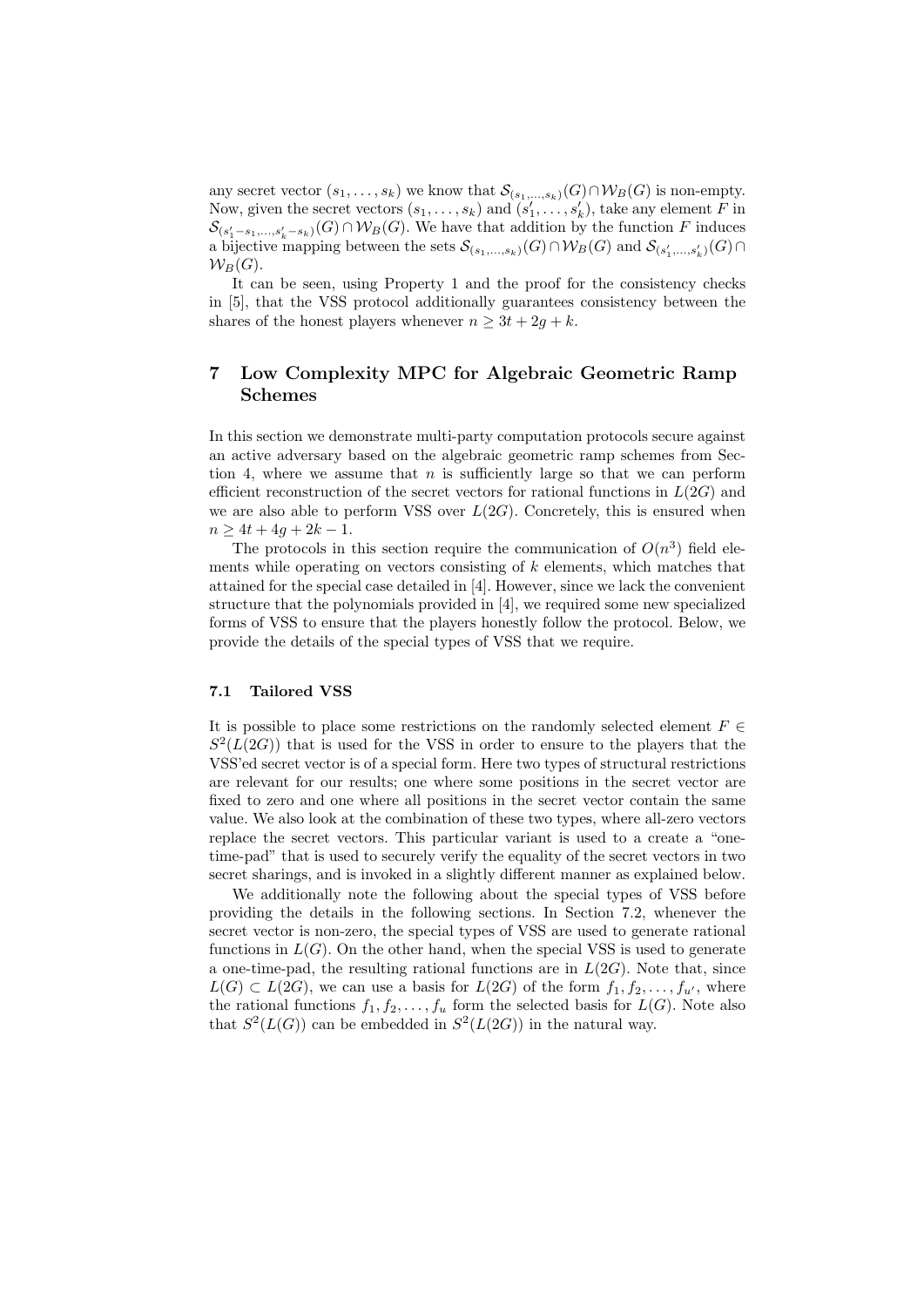any secret vector $(s_1, \ldots, s_k)$ we know that $\mathcal{S}_{(s_1,\ldots,s_k)}(G) \cap \mathcal{W}_B(G)$ is non-empty. Now, given the secret vectors $(s_1, \ldots, s_k)$ and $(s'_1, \ldots, s'_k)$, take any element $F$ in $\mathcal{S}_{(s'_1-s_1,\ldots,s'_k-s_k)}(G) \cap \mathcal{W}_B(G)$. We have that addition by the function $F$ induces a bijective mapping between the sets $\mathcal{S}_{(s_1,\ldots,s_k)}(G) \cap \mathcal{W}_B(G)$ and $\mathcal{S}_{(s'_1,\ldots,s'_k)}(G) \cap \mathcal{W}_B(G)$.

It can be seen, using Property 1 and the proof for the consistency checks in [5], that the VSS protocol additionally guarantees consistency between the shares of the honest players whenever $n \geq 3t + 2g + k$.

## 7 Low Complexity MPC for Algebraic Geometric Ramp Schemes

In this section we demonstrate multi-party computation protocols secure against an active adversary based on the algebraic geometric ramp schemes from Section 4, where we assume that $n$ is sufficiently large so that we can perform efficient reconstruction of the secret vectors for rational functions in $L(2G)$ and we are also able to perform VSS over $L(2G)$. Concretely, this is ensured when $n \geq 4t + 4g + 2k - 1$.

The protocols in this section require the communication of $O(n^3)$ field elements while operating on vectors consisting of $k$ elements, which matches that attained for the special case detailed in [4]. However, since we lack the convenient structure that the polynomials provided in [4], we required some new specialized forms of VSS to ensure that the players honestly follow the protocol. Below, we provide the details of the special types of VSS that we require.

### 7.1 Tailored VSS

It is possible to place some restrictions on the randomly selected element $F \in S^2(L(2G))$ that is used for the VSS in order to ensure to the players that the VSS'ed secret vector is of a special form. Here two types of structural restrictions are relevant for our results; one where some positions in the secret vector are fixed to zero and one where all positions in the secret vector contain the same value. We also look at the combination of these two types, where all-zero vectors replace the secret vectors. This particular variant is used to a create a "one-time-pad" that is used to securely verify the equality of the secret vectors in two secret sharings, and is invoked in a slightly different manner as explained below.

We additionally note the following about the special types of VSS before providing the details in the following sections. In Section 7.2, whenever the secret vector is non-zero, the special types of VSS are used to generate rational functions in $L(G)$. On the other hand, when the special VSS is used to generate a one-time-pad, the resulting rational functions are in $L(2G)$. Note that, since $L(G) \subset L(2G)$, we can use a basis for $L(2G)$ of the form $f_1, f_2, \ldots, f_{u'}$, where the rational functions $f_1, f_2, \ldots, f_u$ form the selected basis for $L(G)$. Note also that $S^2(L(G))$ can be embedded in $S^2(L(2G))$ in the natural way.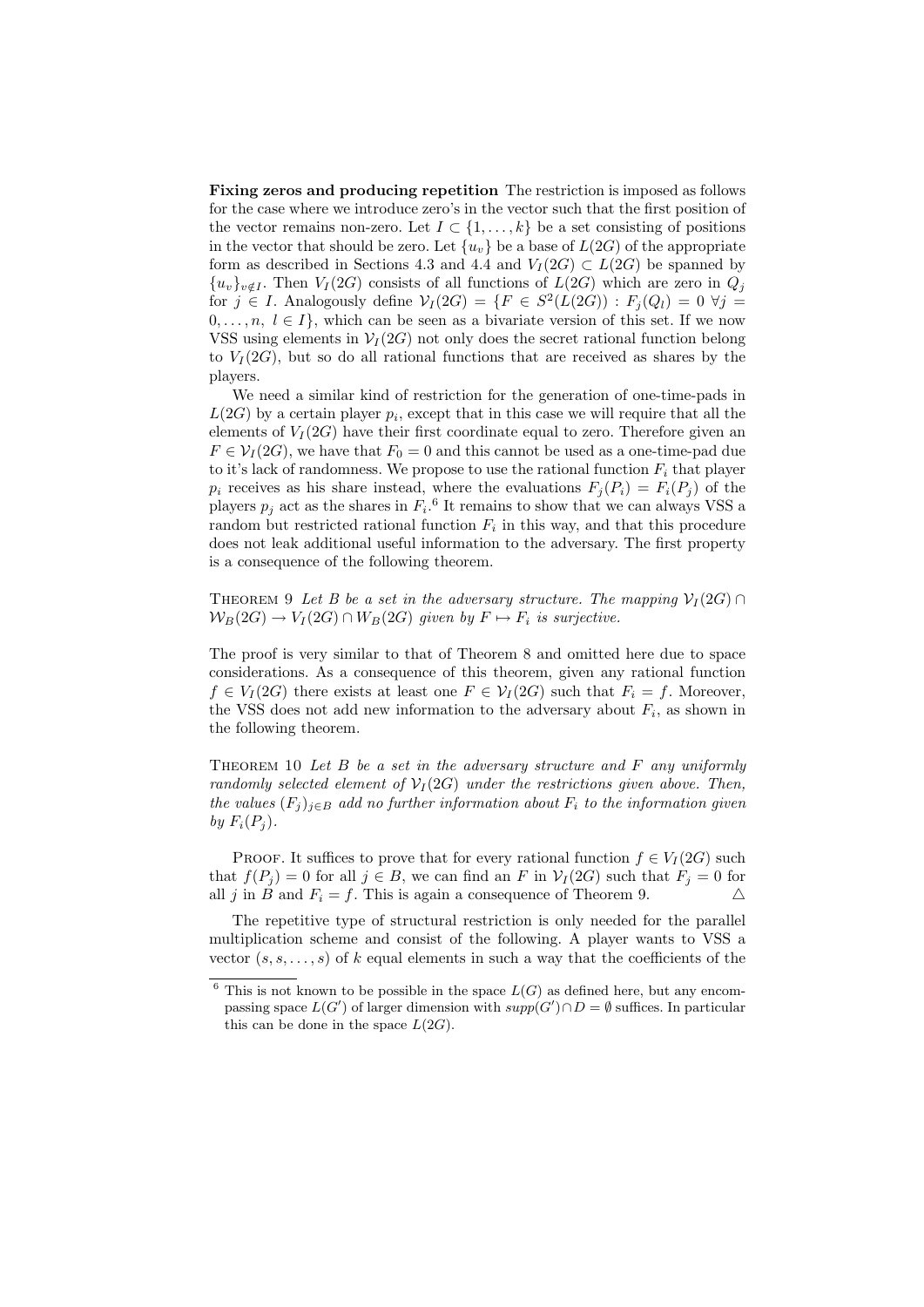**Fixing zeros and producing repetition** The restriction is imposed as follows for the case where we introduce zero's in the vector such that the first position of the vector remains non-zero. Let $I \subset \{1, \ldots, k\}$ be a set consisting of positions in the vector that should be zero. Let $\{u_v\}$ be a base of $L(2G)$ of the appropriate form as described in Sections 4.3 and 4.4 and $V_I(2G) \subset L(2G)$ be spanned by $\{u_v\}_{v \notin I}$. Then $V_I(2G)$ consists of all functions of $L(2G)$ which are zero in $Q_j$ for $j \in I$. Analogously define $\mathcal{V}_I(2G) = \{F \in S^2(L(2G)) : F_j(Q_l) = 0 \ \forall j = 0, \ldots, n, \ l \in I\}$, which can be seen as a bivariate version of this set. If we now VSS using elements in $\mathcal{V}_I(2G)$ not only does the secret rational function belong to $V_I(2G)$, but so do all rational functions that are received as shares by the players.

We need a similar kind of restriction for the generation of one-time-pads in $L(2G)$ by a certain player $p_i$, except that in this case we will require that all the elements of $V_I(2G)$ have their first coordinate equal to zero. Therefore given an $F \in \mathcal{V}_I(2G)$, we have that $F_0 = 0$ and this cannot be used as a one-time-pad due to it's lack of randomness. We propose to use the rational function $F_i$ that player $p_i$ receives as his share instead, where the evaluations $F_j(P_i) = F_i(P_j)$ of the players $p_j$ act as the shares in $F_i$.[6] It remains to show that we can always VSS a random but restricted rational function $F_i$ in this way, and that this procedure does not leak additional useful information to the adversary. The first property is a consequence of the following theorem.

THEOREM 9 *Let $B$ be a set in the adversary structure. The mapping $\mathcal{V}_I(2G) \cap \mathcal{W}_B(2G) \to V_I(2G) \cap W_B(2G)$ given by $F \mapsto F_i$ is surjective.*

The proof is very similar to that of Theorem 8 and omitted here due to space considerations. As a consequence of this theorem, given any rational function $f \in V_I(2G)$ there exists at least one $F \in \mathcal{V}_I(2G)$ such that $F_i = f$. Moreover, the VSS does not add new information to the adversary about $F_i$, as shown in the following theorem.

THEOREM 10 *Let $B$ be a set in the adversary structure and $F$ any uniformly randomly selected element of $\mathcal{V}_I(2G)$ under the restrictions given above. Then, the values $(F_j)_{j \in B}$ add no further information about $F_i$ to the information given by $F_i(P_j)$.*

PROOF. It suffices to prove that for every rational function $f \in V_I(2G)$ such that $f(P_j) = 0$ for all $j \in B$, we can find an $F$ in $\mathcal{V}_I(2G)$ such that $F_j = 0$ for all $j$ in $B$ and $F_i = f$. This is again a consequence of Theorem 9. △

The repetitive type of structural restriction is only needed for the parallel multiplication scheme and consist of the following. A player wants to VSS a vector $(s, s, \ldots, s)$ of $k$ equal elements in such a way that the coefficients of the

[6] This is not known to be possible in the space $L(G)$ as defined here, but any encompassing space $L(G')$ of larger dimension with $supp(G') \cap D = \emptyset$ suffices. In particular this can be done in the space $L(2G)$.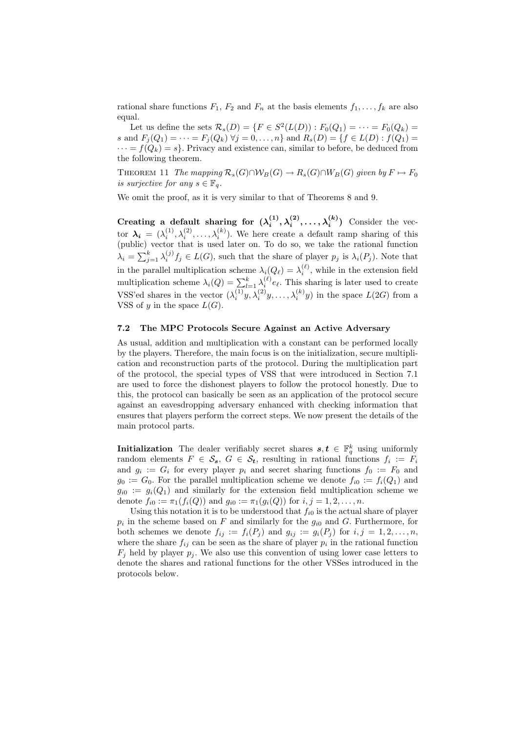rational share functions $F_1$, $F_2$ and $F_n$ at the basis elements $f_1, \dots, f_k$ are also equal.

Let us define the sets $\mathcal{R}_s(D) = \{F \in S^2(L(D)) : F_0(Q_1) = \cdots = F_0(Q_k) = s$ and $F_j(Q_1) = \cdots = F_j(Q_k)\ \forall j = 0, \dots, n\}$ and $R_s(D) = \{f \in L(D) : f(Q_1) = \cdots = f(Q_k) = s\}$. Privacy and existence can, similar to before, be deduced from the following theorem.

Theorem 11 *The mapping $\mathcal{R}_s(G) \cap \mathcal{W}_B(G) \to R_s(G) \cap W_B(G)$ given by $F \mapsto F_0$ is surjective for any $s \in \mathbb{F}_q$.*

We omit the proof, as it is very similar to that of Theorems 8 and 9.

**Creating a default sharing for $(\boldsymbol{\lambda_i^{(1)}}, \boldsymbol{\lambda_i^{(2)}}, \dots, \boldsymbol{\lambda_i^{(k)}})$** Consider the vector $\boldsymbol{\lambda_i} = (\lambda_i^{(1)}, \lambda_i^{(2)}, \dots, \lambda_i^{(k)})$. We here create a default ramp sharing of this (public) vector that is used later on. To do so, we take the rational function $\lambda_i = \sum_{j=1}^{k} \lambda_i^{(j)} f_j \in L(G)$, such that the share of player $p_j$ is $\lambda_i(P_j)$. Note that in the parallel multiplication scheme $\lambda_i(Q_\ell) = \lambda_i^{(\ell)}$, while in the extension field multiplication scheme $\lambda_i(Q) = \sum_{l=1}^{k} \lambda_i^{(\ell)} e_\ell$. This sharing is later used to create VSS'ed shares in the vector $(\lambda_i^{(1)} y, \lambda_i^{(2)} y, \dots, \lambda_i^{(k)} y)$ in the space $L(2G)$ from a VSS of $y$ in the space $L(G)$.

### 7.2 The MPC Protocols Secure Against an Active Adversary

As usual, addition and multiplication with a constant can be performed locally by the players. Therefore, the main focus is on the initialization, secure multiplication and reconstruction parts of the protocol. During the multiplication part of the protocol, the special types of VSS that were introduced in Section 7.1 are used to force the dishonest players to follow the protocol honestly. Due to this, the protocol can basically be seen as an application of the protocol secure against an eavesdropping adversary enhanced with checking information that ensures that players perform the correct steps. We now present the details of the main protocol parts.

**Initialization** The dealer verifiably secret shares $\boldsymbol{s}, \boldsymbol{t} \in \mathbb{F}_q^k$ using uniformly random elements $F \in \mathcal{S}_{\boldsymbol{s}}$, $G \in \mathcal{S}_{\boldsymbol{t}}$, resulting in rational functions $f_i := F_i$ and $g_i := G_i$ for every player $p_i$ and secret sharing functions $f_0 := F_0$ and $g_0 := G_0$. For the parallel multiplication scheme we denote $f_{i0} := f_i(Q_1)$ and $g_{i0} := g_i(Q_1)$ and similarly for the extension field multiplication scheme we denote $f_{i0} := \pi_1(f_i(Q))$ and $g_{i0} := \pi_1(g_i(Q))$ for $i, j = 1, 2, \dots, n$.

Using this notation it is to be understood that $f_{i0}$ is the actual share of player $p_i$ in the scheme based on $F$ and similarly for the $g_{i0}$ and $G$. Furthermore, for both schemes we denote $f_{ij} := f_i(P_j)$ and $g_{ij} := g_i(P_j)$ for $i, j = 1, 2, \dots, n$, where the share $f_{ij}$ can be seen as the share of player $p_i$ in the rational function $F_j$ held by player $p_j$. We also use this convention of using lower case letters to denote the shares and rational functions for the other VSSes introduced in the protocols below.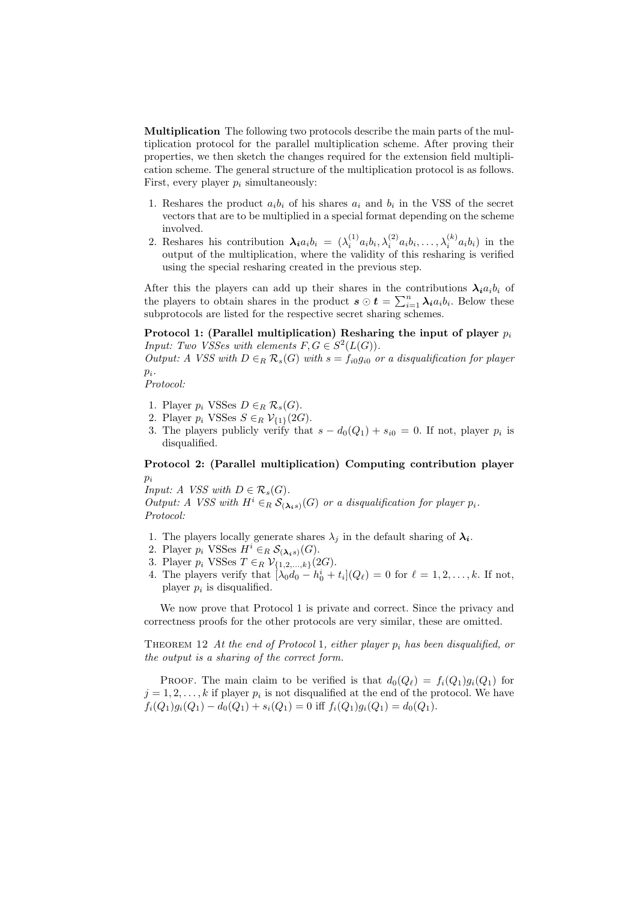**Multiplication** The following two protocols describe the main parts of the multiplication protocol for the parallel multiplication scheme. After proving their properties, we then sketch the changes required for the extension field multiplication scheme. The general structure of the multiplication protocol is as follows. First, every player $p_i$ simultaneously:

1. Reshares the product $a_i b_i$ of his shares $a_i$ and $b_i$ in the VSS of the secret vectors that are to be multiplied in a special format depending on the scheme involved.
2. Reshares his contribution $\boldsymbol{\lambda_i} a_i b_i = (\lambda_i^{(1)} a_i b_i, \lambda_i^{(2)} a_i b_i, \ldots, \lambda_i^{(k)} a_i b_i)$ in the output of the multiplication, where the validity of this resharing is verified using the special resharing created in the previous step.

After this the players can add up their shares in the contributions $\boldsymbol{\lambda_i} a_i b_i$ of the players to obtain shares in the product $\boldsymbol{s} \odot \boldsymbol{t} = \sum_{i=1}^{n} \boldsymbol{\lambda_i} a_i b_i$. Below these subprotocols are listed for the respective secret sharing schemes.

**Protocol 1: (Parallel multiplication) Resharing the input of player $p_i$**
*Input: Two VSSes with elements $F, G \in S^2(L(G))$.*
*Output: A VSS with $D \in_R \mathcal{R}_s(G)$ with $s = f_{i0} g_{i0}$ or a disqualification for player $p_i$.*
*Protocol:*

1. Player $p_i$ VSSes $D \in_R \mathcal{R}_s(G)$.
2. Player $p_i$ VSSes $S \in_R \mathcal{V}_{\{1\}}(2G)$.
3. The players publicly verify that $s - d_0(Q_1) + s_{i0} = 0$. If not, player $p_i$ is disqualified.

**Protocol 2: (Parallel multiplication) Computing contribution player $p_i$**
*Input: A VSS with $D \in \mathcal{R}_s(G)$.*
*Output: A VSS with $H^i \in_R \mathcal{S}_{(\boldsymbol{\lambda_i} s)}(G)$ or a disqualification for player $p_i$.*
*Protocol:*

1. The players locally generate shares $\lambda_j$ in the default sharing of $\boldsymbol{\lambda_i}$.
2. Player $p_i$ VSSes $H^i \in_R \mathcal{S}_{(\boldsymbol{\lambda_i} s)}(G)$.
3. Player $p_i$ VSSes $T \in_R \mathcal{V}_{\{1,2,\ldots,k\}}(2G)$.
4. The players verify that $[\lambda_0 d_0 - h_0^i + t_i](Q_\ell) = 0$ for $\ell = 1, 2, \ldots, k$. If not, player $p_i$ is disqualified.

We now prove that Protocol 1 is private and correct. Since the privacy and correctness proofs for the other protocols are very similar, these are omitted.

THEOREM 12 *At the end of Protocol 1, either player $p_i$ has been disqualified, or the output is a sharing of the correct form.*

PROOF. The main claim to be verified is that $d_0(Q_\ell) = f_i(Q_1) g_i(Q_1)$ for $j = 1, 2, \ldots, k$ if player $p_i$ is not disqualified at the end of the protocol. We have $f_i(Q_1) g_i(Q_1) - d_0(Q_1) + s_i(Q_1) = 0$ iff $f_i(Q_1) g_i(Q_1) = d_0(Q_1)$.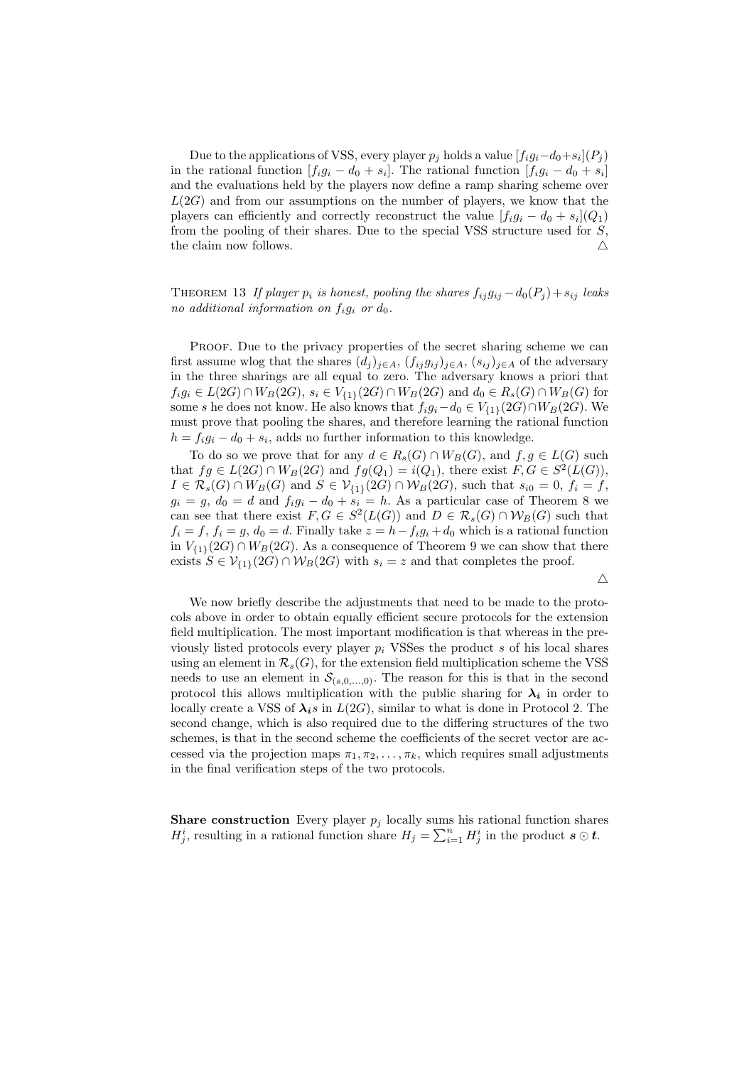Due to the applications of VSS, every player $p_j$ holds a value $[f_i g_i - d_0 + s_i](P_j)$ in the rational function $[f_i g_i - d_0 + s_i]$. The rational function $[f_i g_i - d_0 + s_i]$ and the evaluations held by the players now define a ramp sharing scheme over $L(2G)$ and from our assumptions on the number of players, we know that the players can efficiently and correctly reconstruct the value $[f_i g_i - d_0 + s_i](Q_1)$ from the pooling of their shares. Due to the special VSS structure used for $S$, the claim now follows. △

THEOREM 13 *If player $p_i$ is honest, pooling the shares $f_{ij} g_{ij} - d_0(P_j) + s_{ij}$ leaks no additional information on $f_i g_i$ or $d_0$.*

PROOF. Due to the privacy properties of the secret sharing scheme we can first assume wlog that the shares $(d_j)_{j \in A}$, $(f_{ij} g_{ij})_{j \in A}$, $(s_{ij})_{j \in A}$ of the adversary in the three sharings are all equal to zero. The adversary knows a priori that $f_i g_i \in L(2G) \cap W_B(2G)$, $s_i \in V_{\{1\}}(2G) \cap W_B(2G)$ and $d_0 \in R_s(G) \cap W_B(G)$ for some $s$ he does not know. He also knows that $f_i g_i - d_0 \in V_{\{1\}}(2G) \cap W_B(2G)$. We must prove that pooling the shares, and therefore learning the rational function $h = f_i g_i - d_0 + s_i$, adds no further information to this knowledge.

To do so we prove that for any $d \in R_s(G) \cap W_B(G)$, and $f, g \in L(G)$ such that $fg \in L(2G) \cap W_B(2G)$ and $fg(Q_1) = i(Q_1)$, there exist $F, G \in S^2(L(G))$, $I \in \mathcal{R}_s(G) \cap W_B(G)$ and $S \in \mathcal{V}_{\{1\}}(2G) \cap W_B(2G)$, such that $s_{i0} = 0$, $f_i = f$, $g_i = g$, $d_0 = d$ and $f_i g_i - d_0 + s_i = h$. As a particular case of Theorem 8 we can see that there exist $F, G \in S^2(L(G))$ and $D \in \mathcal{R}_s(G) \cap \mathcal{W}_B(G)$ such that $f_i = f$, $f_i = g$, $d_0 = d$. Finally take $z = h - f_i g_i + d_0$ which is a rational function in $V_{\{1\}}(2G) \cap W_B(2G)$. As a consequence of Theorem 9 we can show that there exists $S \in \mathcal{V}_{\{1\}}(2G) \cap \mathcal{W}_B(2G)$ with $s_i = z$ and that completes the proof.

△

We now briefly describe the adjustments that need to be made to the protocols above in order to obtain equally efficient secure protocols for the extension field multiplication. The most important modification is that whereas in the previously listed protocols every player $p_i$ VSSes the product $s$ of his local shares using an element in $\mathcal{R}_s(G)$, for the extension field multiplication scheme the VSS needs to use an element in $\mathcal{S}_{(s,0,\ldots,0)}$. The reason for this is that in the second protocol this allows multiplication with the public sharing for $\boldsymbol{\lambda_i}$ in order to locally create a VSS of $\boldsymbol{\lambda_i} s$ in $L(2G)$, similar to what is done in Protocol 2. The second change, which is also required due to the differing structures of the two schemes, is that in the second scheme the coefficients of the secret vector are accessed via the projection maps $\pi_1, \pi_2, \ldots, \pi_k$, which requires small adjustments in the final verification steps of the two protocols.

**Share construction** Every player $p_j$ locally sums his rational function shares $H^i_j$, resulting in a rational function share $H_j = \sum_{i=1}^{n} H^i_j$ in the product $\boldsymbol{s} \odot \boldsymbol{t}$.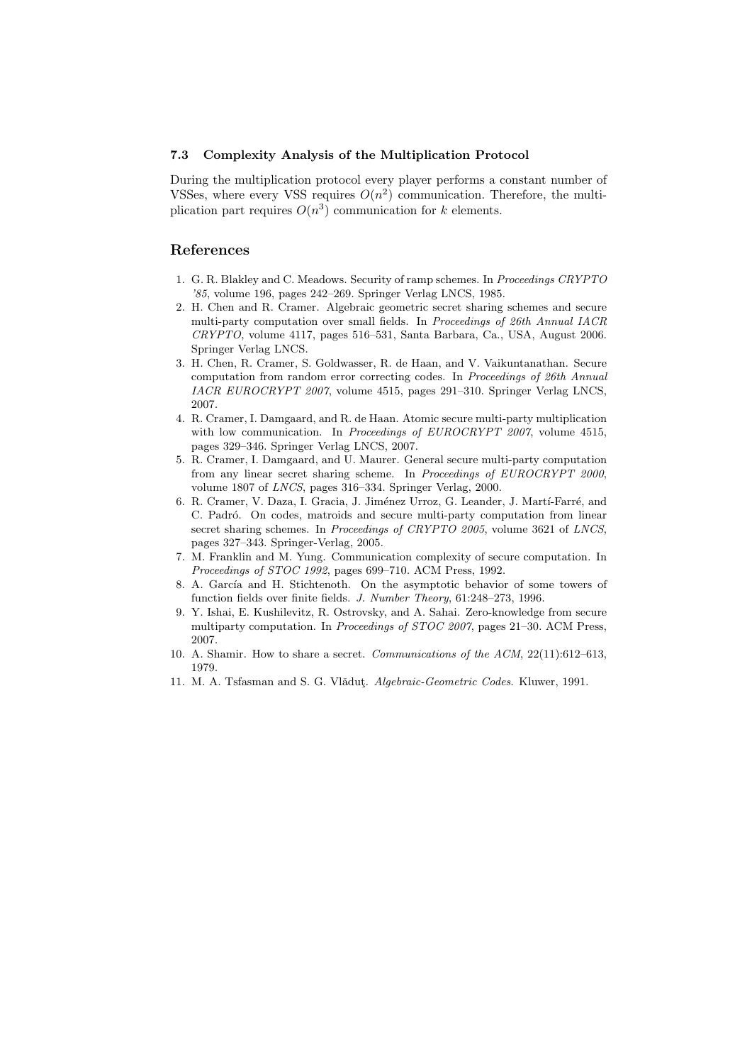### 7.3 Complexity Analysis of the Multiplication Protocol

During the multiplication protocol every player performs a constant number of VSSes, where every VSS requires $O(n^2)$ communication. Therefore, the multiplication part requires $O(n^3)$ communication for $k$ elements.

## References

1. G. R. Blakley and C. Meadows. Security of ramp schemes. In *Proceedings CRYPTO '85*, volume 196, pages 242–269. Springer Verlag LNCS, 1985.
2. H. Chen and R. Cramer. Algebraic geometric secret sharing schemes and secure multi-party computation over small fields. In *Proceedings of 26th Annual IACR CRYPTO*, volume 4117, pages 516–531, Santa Barbara, Ca., USA, August 2006. Springer Verlag LNCS.
3. H. Chen, R. Cramer, S. Goldwasser, R. de Haan, and V. Vaikuntanathan. Secure computation from random error correcting codes. In *Proceedings of 26th Annual IACR EUROCRYPT 2007*, volume 4515, pages 291–310. Springer Verlag LNCS, 2007.
4. R. Cramer, I. Damgaard, and R. de Haan. Atomic secure multi-party multiplication with low communication. In *Proceedings of EUROCRYPT 2007*, volume 4515, pages 329–346. Springer Verlag LNCS, 2007.
5. R. Cramer, I. Damgaard, and U. Maurer. General secure multi-party computation from any linear secret sharing scheme. In *Proceedings of EUROCRYPT 2000*, volume 1807 of *LNCS*, pages 316–334. Springer Verlag, 2000.
6. R. Cramer, V. Daza, I. Gracia, J. Jiménez Urroz, G. Leander, J. Martí-Farré, and C. Padró. On codes, matroids and secure multi-party computation from linear secret sharing schemes. In *Proceedings of CRYPTO 2005*, volume 3621 of *LNCS*, pages 327–343. Springer-Verlag, 2005.
7. M. Franklin and M. Yung. Communication complexity of secure computation. In *Proceedings of STOC 1992*, pages 699–710. ACM Press, 1992.
8. A. García and H. Stichtenoth. On the asymptotic behavior of some towers of function fields over finite fields. *J. Number Theory*, 61:248–273, 1996.
9. Y. Ishai, E. Kushilevitz, R. Ostrovsky, and A. Sahai. Zero-knowledge from secure multiparty computation. In *Proceedings of STOC 2007*, pages 21–30. ACM Press, 2007.
10. A. Shamir. How to share a secret. *Communications of the ACM*, 22(11):612–613, 1979.
11. M. A. Tsfasman and S. G. Vlăduţ. *Algebraic-Geometric Codes*. Kluwer, 1991.